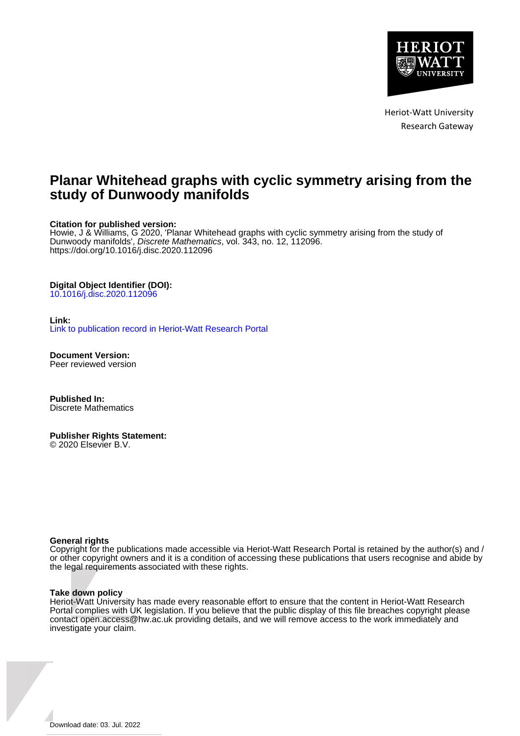Heriot-Watt University
Research Gateway

# Planar Whitehead graphs with cyclic symmetry arising from the study of Dunwoody manifolds

**Citation for published version:**
Howie, J & Williams, G 2020, 'Planar Whitehead graphs with cyclic symmetry arising from the study of Dunwoody manifolds', *Discrete Mathematics*, vol. 343, no. 12, 112096.
https://doi.org/10.1016/j.disc.2020.112096

**Digital Object Identifier (DOI):**
10.1016/j.disc.2020.112096

**Link:**
Link to publication record in Heriot-Watt Research Portal

**Document Version:**
Peer reviewed version

**Published In:**
Discrete Mathematics

**Publisher Rights Statement:**
© 2020 Elsevier B.V.

**General rights**
Copyright for the publications made accessible via Heriot-Watt Research Portal is retained by the author(s) and / or other copyright owners and it is a condition of accessing these publications that users recognise and abide by the legal requirements associated with these rights.

**Take down policy**
Heriot-Watt University has made every reasonable effort to ensure that the content in Heriot-Watt Research Portal complies with UK legislation. If you believe that the public display of this file breaches copyright please contact open.access@hw.ac.uk providing details, and we will remove access to the work immediately and investigate your claim.

Download date: 03. Jul. 2022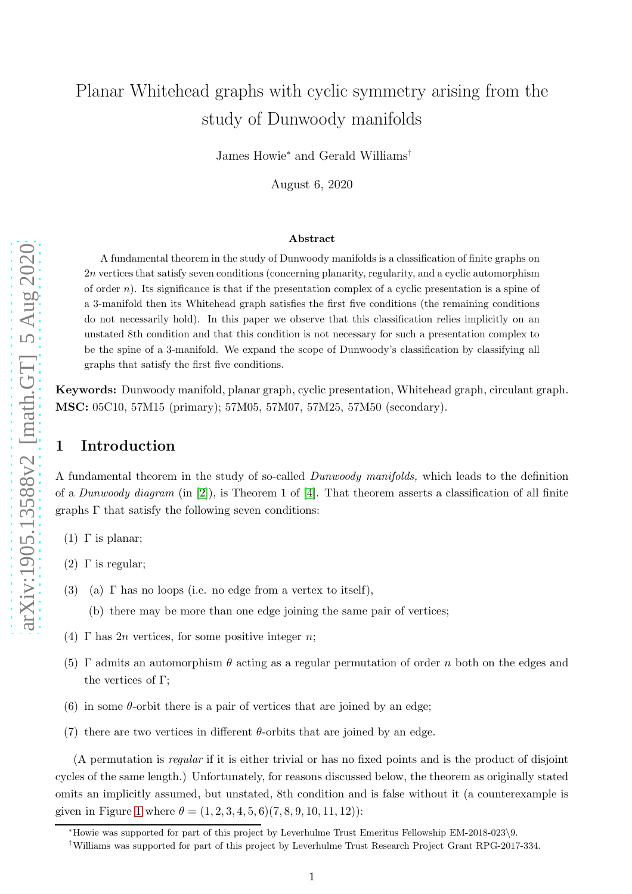Planar Whitehead graphs with cyclic symmetry arising from the study of Dunwoody manifolds

James Howie[*] and Gerald Williams[†]

August 6, 2020

**Abstract**

A fundamental theorem in the study of Dunwoody manifolds is a classification of finite graphs on $2n$ vertices that satisfy seven conditions (concerning planarity, regularity, and a cyclic automorphism of order $n$). Its significance is that if the presentation complex of a cyclic presentation is a spine of a 3-manifold then its Whitehead graph satisfies the first five conditions (the remaining conditions do not necessarily hold). In this paper we observe that this classification relies implicitly on an unstated 8th condition and that this condition is not necessary for such a presentation complex to be the spine of a 3-manifold. We expand the scope of Dunwoody's classification by classifying all graphs that satisfy the first five conditions.

**Keywords:** Dunwoody manifold, planar graph, cyclic presentation, Whitehead graph, circulant graph.
**MSC:** 05C10, 57M15 (primary); 57M05, 57M07, 57M25, 57M50 (secondary).

## 1 Introduction

A fundamental theorem in the study of so-called *Dunwoody manifolds,* which leads to the definition of a *Dunwoody diagram* (in [2]), is Theorem 1 of [4]. That theorem asserts a classification of all finite graphs $\Gamma$ that satisfy the following seven conditions:

(1) $\Gamma$ is planar;

(2) $\Gamma$ is regular;

(3) (a) $\Gamma$ has no loops (i.e. no edge from a vertex to itself),
   (b) there may be more than one edge joining the same pair of vertices;

(4) $\Gamma$ has $2n$ vertices, for some positive integer $n$;

(5) $\Gamma$ admits an automorphism $\theta$ acting as a regular permutation of order $n$ both on the edges and the vertices of $\Gamma$;

(6) in some $\theta$-orbit there is a pair of vertices that are joined by an edge;

(7) there are two vertices in different $\theta$-orbits that are joined by an edge.

(A permutation is *regular* if it is either trivial or has no fixed points and is the product of disjoint cycles of the same length.) Unfortunately, for reasons discussed below, the theorem as originally stated omits an implicitly assumed, but unstated, 8th condition and is false without it (a counterexample is given in Figure 1 where $\theta = (1, 2, 3, 4, 5, 6)(7, 8, 9, 10, 11, 12)$):

[*] Howie was supported for part of this project by Leverhulme Trust Emeritus Fellowship EM-2018-023\9.

[†] Williams was supported for part of this project by Leverhulme Trust Research Project Grant RPG-2017-334.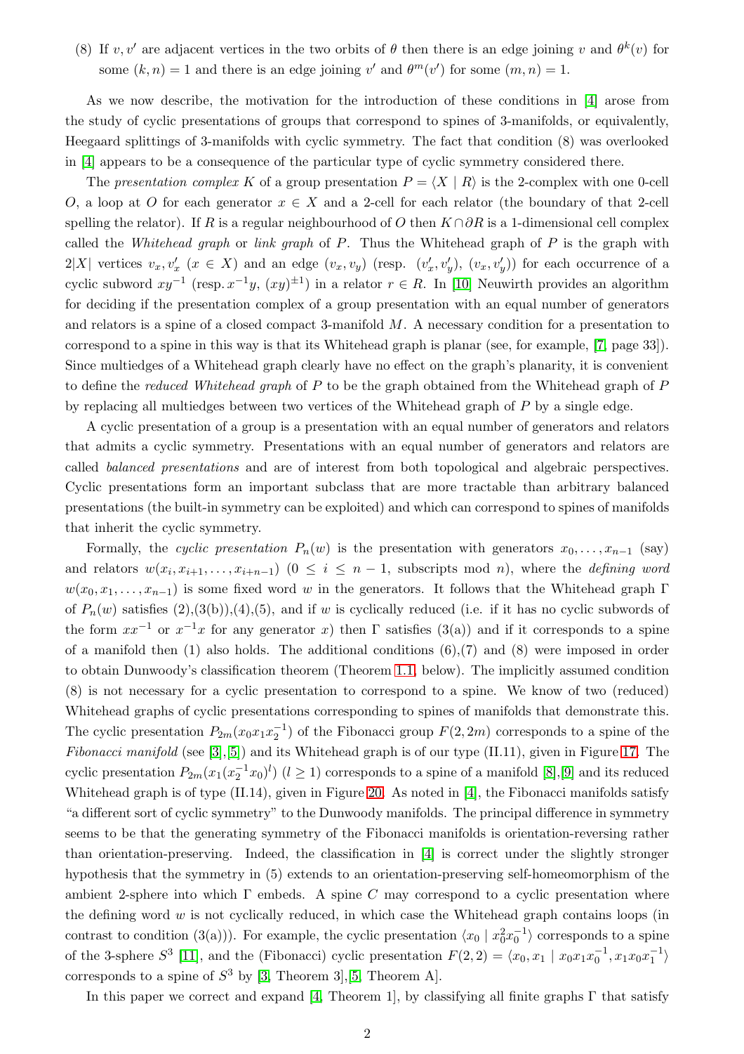(8) If $v, v'$ are adjacent vertices in the two orbits of $\theta$ then there is an edge joining $v$ and $\theta^k(v)$ for some $(k, n) = 1$ and there is an edge joining $v'$ and $\theta^m(v')$ for some $(m, n) = 1$.

As we now describe, the motivation for the introduction of these conditions in [4] arose from the study of cyclic presentations of groups that correspond to spines of 3-manifolds, or equivalently, Heegaard splittings of 3-manifolds with cyclic symmetry. The fact that condition (8) was overlooked in [4] appears to be a consequence of the particular type of cyclic symmetry considered there.

The *presentation complex* $K$ of a group presentation $P = \langle X \mid R \rangle$ is the 2-complex with one 0-cell $O$, a loop at $O$ for each generator $x \in X$ and a 2-cell for each relator (the boundary of that 2-cell spelling the relator). If $R$ is a regular neighbourhood of $O$ then $K \cap \partial R$ is a 1-dimensional cell complex called the *Whitehead graph* or *link graph* of $P$. Thus the Whitehead graph of $P$ is the graph with $2|X|$ vertices $v_x, v'_x$ ($x \in X$) and an edge $(v_x, v_y)$ (resp. $(v'_x, v'_y)$, $(v_x, v'_y)$) for each occurrence of a cyclic subword $xy^{-1}$ (resp. $x^{-1}y$, $(xy)^{\pm 1}$) in a relator $r \in R$. In [10] Neuwirth provides an algorithm for deciding if the presentation complex of a group presentation with an equal number of generators and relators is a spine of a closed compact 3-manifold $M$. A necessary condition for a presentation to correspond to a spine in this way is that its Whitehead graph is planar (see, for example, [7, page 33]). Since multiedges of a Whitehead graph clearly have no effect on the graph's planarity, it is convenient to define the *reduced Whitehead graph* of $P$ to be the graph obtained from the Whitehead graph of $P$ by replacing all multiedges between two vertices of the Whitehead graph of $P$ by a single edge.

A cyclic presentation of a group is a presentation with an equal number of generators and relators that admits a cyclic symmetry. Presentations with an equal number of generators and relators are called *balanced presentations* and are of interest from both topological and algebraic perspectives. Cyclic presentations form an important subclass that are more tractable than arbitrary balanced presentations (the built-in symmetry can be exploited) and which can correspond to spines of manifolds that inherit the cyclic symmetry.

Formally, the *cyclic presentation* $P_n(w)$ is the presentation with generators $x_0, \ldots, x_{n-1}$ (say) and relators $w(x_i, x_{i+1}, \ldots, x_{i+n-1})$ ($0 \le i \le n-1$, subscripts mod $n$), where the *defining word* $w(x_0, x_1, \ldots, x_{n-1})$ is some fixed word $w$ in the generators. It follows that the Whitehead graph $\Gamma$ of $P_n(w)$ satisfies (2),(3(b)),(4),(5), and if $w$ is cyclically reduced (i.e. if it has no cyclic subwords of the form $xx^{-1}$ or $x^{-1}x$ for any generator $x$) then $\Gamma$ satisfies (3(a)) and if it corresponds to a spine of a manifold then (1) also holds. The additional conditions (6),(7) and (8) were imposed in order to obtain Dunwoody's classification theorem (Theorem 1.1, below). The implicitly assumed condition (8) is not necessary for a cyclic presentation to correspond to a spine. We know of two (reduced) Whitehead graphs of cyclic presentations corresponding to spines of manifolds that demonstrate this. The cyclic presentation $P_{2m}(x_0x_1x_2^{-1})$ of the Fibonacci group $F(2, 2m)$ corresponds to a spine of the *Fibonacci manifold* (see [3],[5]) and its Whitehead graph is of our type (II.11), given in Figure 17. The cyclic presentation $P_{2m}(x_1(x_2^{-1}x_0)^l)$ ($l \ge 1$) corresponds to a spine of a manifold [8],[9] and its reduced Whitehead graph is of type (II.14), given in Figure 20. As noted in [4], the Fibonacci manifolds satisfy "a different sort of cyclic symmetry" to the Dunwoody manifolds. The principal difference in symmetry seems to be that the generating symmetry of the Fibonacci manifolds is orientation-reversing rather than orientation-preserving. Indeed, the classification in [4] is correct under the slightly stronger hypothesis that the symmetry in (5) extends to an orientation-preserving self-homeomorphism of the ambient 2-sphere into which $\Gamma$ embeds. A spine $C$ may correspond to a cyclic presentation where the defining word $w$ is not cyclically reduced, in which case the Whitehead graph contains loops (in contrast to condition (3(a))). For example, the cyclic presentation $\langle x_0 \mid x_0^2x_0^{-1} \rangle$ corresponds to a spine of the 3-sphere $S^3$ [11], and the (Fibonacci) cyclic presentation $F(2,2) = \langle x_0, x_1 \mid x_0x_1x_0^{-1}, x_1x_0x_1^{-1} \rangle$ corresponds to a spine of $S^3$ by [3, Theorem 3],[5, Theorem A].

In this paper we correct and expand [4, Theorem 1], by classifying all finite graphs $\Gamma$ that satisfy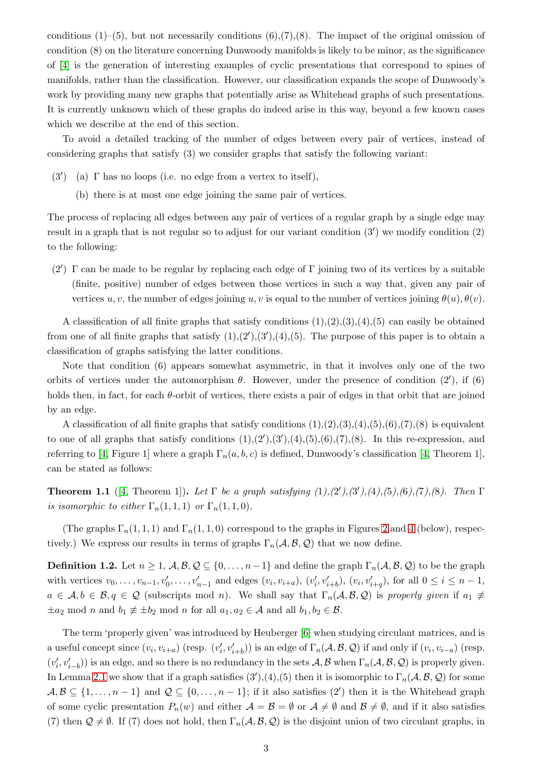conditions (1)–(5), but not necessarily conditions (6),(7),(8). The impact of the original omission of condition (8) on the literature concerning Dunwoody manifolds is likely to be minor, as the significance of [4] is the generation of interesting examples of cyclic presentations that correspond to spines of manifolds, rather than the classification. However, our classification expands the scope of Dunwoody's work by providing many new graphs that potentially arise as Whitehead graphs of such presentations. It is currently unknown which of these graphs do indeed arise in this way, beyond a few known cases which we describe at the end of this section.

To avoid a detailed tracking of the number of edges between every pair of vertices, instead of considering graphs that satisfy (3) we consider graphs that satisfy the following variant:

- ($3'$) (a) $\Gamma$ has no loops (i.e. no edge from a vertex to itself),
  - (b) there is at most one edge joining the same pair of vertices.

The process of replacing all edges between any pair of vertices of a regular graph by a single edge may result in a graph that is not regular so to adjust for our variant condition ($3'$) we modify condition (2) to the following:

- ($2'$) $\Gamma$ can be made to be regular by replacing each edge of $\Gamma$ joining two of its vertices by a suitable (finite, positive) number of edges between those vertices in such a way that, given any pair of vertices $u, v$, the number of edges joining $u, v$ is equal to the number of vertices joining $\theta(u), \theta(v)$.

A classification of all finite graphs that satisfy conditions (1),(2),(3),(4),(5) can easily be obtained from one of all finite graphs that satisfy (1),($2'$),($3'$),(4),(5). The purpose of this paper is to obtain a classification of graphs satisfying the latter conditions.

Note that condition (6) appears somewhat asymmetric, in that it involves only one of the two orbits of vertices under the automorphism $\theta$. However, under the presence of condition ($2'$), if (6) holds then, in fact, for each $\theta$-orbit of vertices, there exists a pair of edges in that orbit that are joined by an edge.

A classification of all finite graphs that satisfy conditions (1),(2),(3),(4),(5),(6),(7),(8) is equivalent to one of all graphs that satisfy conditions (1),($2'$),($3'$),(4),(5),(6),(7),(8). In this re-expression, and referring to [4, Figure 1] where a graph $\Gamma_n(a, b, c)$ is defined, Dunwoody's classification [4, Theorem 1], can be stated as follows:

**Theorem 1.1** ([4, Theorem 1]). *Let $\Gamma$ be a graph satisfying (1),($2'$),($3'$),(4),(5),(6),(7),(8). Then $\Gamma$ is isomorphic to either $\Gamma_n(1, 1, 1)$ or $\Gamma_n(1, 1, 0)$.*

(The graphs $\Gamma_n(1, 1, 1)$ and $\Gamma_n(1, 1, 0)$ correspond to the graphs in Figures 2 and 4 (below), respectively.) We express our results in terms of graphs $\Gamma_n(\mathcal{A}, \mathcal{B}, \mathcal{Q})$ that we now define.

**Definition 1.2.** Let $n \geq 1$, $\mathcal{A}, \mathcal{B}, \mathcal{Q} \subseteq \{0, \ldots, n-1\}$ and define the graph $\Gamma_n(\mathcal{A}, \mathcal{B}, \mathcal{Q})$ to be the graph with vertices $v_0, \ldots, v_{n-1}, v'_0, \ldots, v'_{n-1}$ and edges $(v_i, v_{i+a})$, $(v'_i, v'_{i+b})$, $(v_i, v'_{i+q})$, for all $0 \leq i \leq n-1$, $a \in \mathcal{A}, b \in \mathcal{B}, q \in \mathcal{Q}$ (subscripts mod $n$). We shall say that $\Gamma_n(\mathcal{A}, \mathcal{B}, \mathcal{Q})$ is *properly given* if $a_1 \not\equiv \pm a_2 \bmod n$ and $b_1 \not\equiv \pm b_2 \bmod n$ for all $a_1, a_2 \in \mathcal{A}$ and all $b_1, b_2 \in \mathcal{B}$.

The term 'properly given' was introduced by Heuberger [6] when studying circulant matrices, and is a useful concept since $(v_i, v_{i+a})$ (resp. $(v'_i, v'_{i+b})$) is an edge of $\Gamma_n(\mathcal{A}, \mathcal{B}, \mathcal{Q})$ if and only if $(v_i, v_{i-a})$ (resp. $(v'_i, v'_{i-b})$) is an edge, and so there is no redundancy in the sets $\mathcal{A}, \mathcal{B}$ when $\Gamma_n(\mathcal{A}, \mathcal{B}, \mathcal{Q})$ is properly given. In Lemma 2.1 we show that if a graph satisfies ($3'$),(4),(5) then it is isomorphic to $\Gamma_n(\mathcal{A}, \mathcal{B}, \mathcal{Q})$ for some $\mathcal{A}, \mathcal{B} \subseteq \{1, \ldots, n-1\}$ and $\mathcal{Q} \subseteq \{0, \ldots, n-1\}$; if it also satisfies ($2'$) then it is the Whitehead graph of some cyclic presentation $P_n(w)$ and either $\mathcal{A} = \mathcal{B} = \emptyset$ or $\mathcal{A} \neq \emptyset$ and $\mathcal{B} \neq \emptyset$, and if it also satisfies (7) then $\mathcal{Q} \neq \emptyset$. If (7) does not hold, then $\Gamma_n(\mathcal{A}, \mathcal{B}, \mathcal{Q})$ is the disjoint union of two circulant graphs, in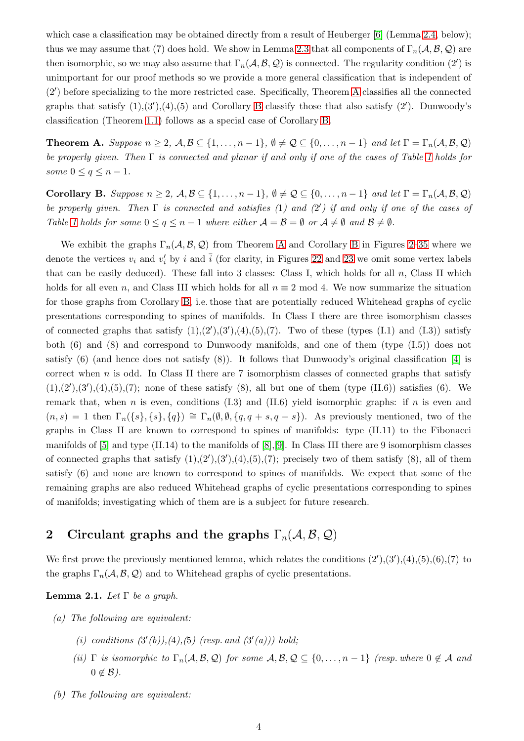which case a classification may be obtained directly from a result of Heuberger [6] (Lemma 2.4, below); thus we may assume that (7) does hold. We show in Lemma 2.3 that all components of $\Gamma_n(\mathcal{A},\mathcal{B},\mathcal{Q})$ are then isomorphic, so we may also assume that $\Gamma_n(\mathcal{A},\mathcal{B},\mathcal{Q})$ is connected. The regularity condition (2′) is unimportant for our proof methods so we provide a more general classification that is independent of (2′) before specializing to the more restricted case. Specifically, Theorem A classifies all the connected graphs that satisfy (1),(3′),(4),(5) and Corollary B classify those that also satisfy (2′). Dunwoody's classification (Theorem 1.1) follows as a special case of Corollary B.

**Theorem A.** *Suppose $n \geq 2$, $\mathcal{A},\mathcal{B} \subseteq \{1,\dots,n-1\}$, $\emptyset \neq \mathcal{Q} \subseteq \{0,\dots,n-1\}$ and let $\Gamma = \Gamma_n(\mathcal{A},\mathcal{B},\mathcal{Q})$ be properly given. Then $\Gamma$ is connected and planar if and only if one of the cases of Table 1 holds for some $0 \leq q \leq n-1$.*

**Corollary B.** *Suppose $n \geq 2$, $\mathcal{A},\mathcal{B} \subseteq \{1,\dots,n-1\}$, $\emptyset \neq \mathcal{Q} \subseteq \{0,\dots,n-1\}$ and let $\Gamma = \Gamma_n(\mathcal{A},\mathcal{B},\mathcal{Q})$ be properly given. Then $\Gamma$ is connected and satisfies (1) and (2′) if and only if one of the cases of Table 1 holds for some $0 \leq q \leq n-1$ where either $\mathcal{A} = \mathcal{B} = \emptyset$ or $\mathcal{A} \neq \emptyset$ and $\mathcal{B} \neq \emptyset$.*

We exhibit the graphs $\Gamma_n(\mathcal{A},\mathcal{B},\mathcal{Q})$ from Theorem A and Corollary B in Figures 2–35 where we denote the vertices $v_i$ and $v_i'$ by $i$ and $\bar{i}$ (for clarity, in Figures 22 and 23 we omit some vertex labels that can be easily deduced). These fall into 3 classes: Class I, which holds for all $n$, Class II which holds for all even $n$, and Class III which holds for all $n \equiv 2 \bmod 4$. We now summarize the situation for those graphs from Corollary B, i.e. those that are potentially reduced Whitehead graphs of cyclic presentations corresponding to spines of manifolds. In Class I there are three isomorphism classes of connected graphs that satisfy (1),(2′),(3′),(4),(5),(7). Two of these (types (I.1) and (I.3)) satisfy both (6) and (8) and correspond to Dunwoody manifolds, and one of them (type (I.5)) does not satisfy (6) (and hence does not satisfy (8)). It follows that Dunwoody's original classification [4] is correct when $n$ is odd. In Class II there are 7 isomorphism classes of connected graphs that satisfy (1),(2′),(3′),(4),(5),(7); none of these satisfy (8), all but one of them (type (II.6)) satisfies (6). We remark that, when $n$ is even, conditions (I.3) and (II.6) yield isomorphic graphs: if $n$ is even and $(n,s) = 1$ then $\Gamma_n(\{s\},\{s\},\{q\}) \cong \Gamma_n(\emptyset,\emptyset,\{q,q+s,q-s\})$. As previously mentioned, two of the graphs in Class II are known to correspond to spines of manifolds: type (II.11) to the Fibonacci manifolds of [5] and type (II.14) to the manifolds of [8],[9]. In Class III there are 9 isomorphism classes of connected graphs that satisfy (1),(2′),(3′),(4),(5),(7); precisely two of them satisfy (8), all of them satisfy (6) and none are known to correspond to spines of manifolds. We expect that some of the remaining graphs are also reduced Whitehead graphs of cyclic presentations corresponding to spines of manifolds; investigating which of them are is a subject for future research.

## 2 Circulant graphs and the graphs $\Gamma_n(\mathcal{A},\mathcal{B},\mathcal{Q})$

We first prove the previously mentioned lemma, which relates the conditions (2′),(3′),(4),(5),(6),(7) to the graphs $\Gamma_n(\mathcal{A},\mathcal{B},\mathcal{Q})$ and to Whitehead graphs of cyclic presentations.

**Lemma 2.1.** *Let $\Gamma$ be a graph.*

*(a) The following are equivalent:*

*(i) conditions (3′(b)),(4),(5) (resp. and (3′(a))) hold;*

*(ii) $\Gamma$ is isomorphic to $\Gamma_n(\mathcal{A},\mathcal{B},\mathcal{Q})$ for some $\mathcal{A},\mathcal{B},\mathcal{Q} \subseteq \{0,\dots,n-1\}$ (resp. where $0 \notin \mathcal{A}$ and $0 \notin \mathcal{B}$).*

*(b) The following are equivalent:*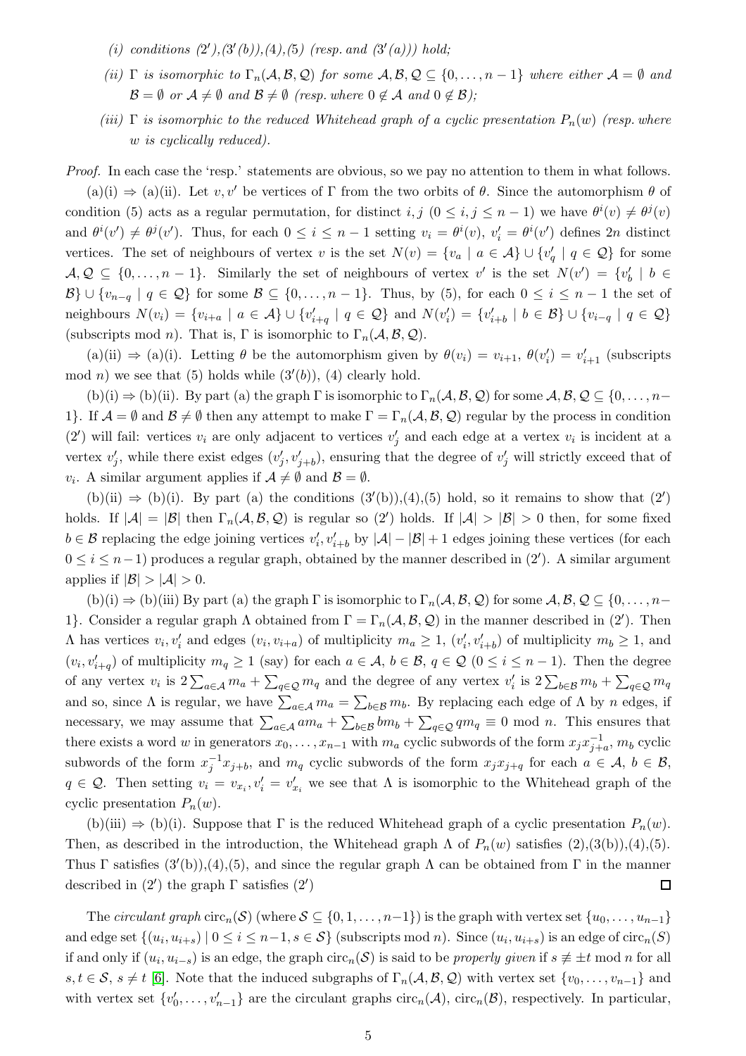(i) *conditions* $(2')$,$(3'(b))$,$(4)$,$(5)$ *(resp. and* $(3'(a))$*) hold;*

(ii) $\Gamma$ *is isomorphic to* $\Gamma_n(\mathcal{A},\mathcal{B},\mathcal{Q})$ *for some* $\mathcal{A},\mathcal{B},\mathcal{Q}\subseteq\{0,\ldots,n-1\}$ *where either* $\mathcal{A}=\emptyset$ *and* $\mathcal{B}=\emptyset$ *or* $\mathcal{A}\neq\emptyset$ *and* $\mathcal{B}\neq\emptyset$ *(resp. where* $0\notin\mathcal{A}$ *and* $0\notin\mathcal{B}$*);*

(iii) $\Gamma$ *is isomorphic to the reduced Whitehead graph of a cyclic presentation* $P_n(w)$ *(resp. where* $w$ *is cyclically reduced).*

*Proof.* In each case the 'resp.' statements are obvious, so we pay no attention to them in what follows.

(a)(i) $\Rightarrow$ (a)(ii). Let $v,v'$ be vertices of $\Gamma$ from the two orbits of $\theta$. Since the automorphism $\theta$ of condition (5) acts as a regular permutation, for distinct $i,j$ $(0\leq i,j\leq n-1)$ we have $\theta^i(v)\neq\theta^j(v)$ and $\theta^i(v')\neq\theta^j(v')$. Thus, for each $0\leq i\leq n-1$ setting $v_i=\theta^i(v)$, $v_i'=\theta^i(v')$ defines $2n$ distinct vertices. The set of neighbours of vertex $v$ is the set $N(v)=\{v_a\mid a\in\mathcal{A}\}\cup\{v_q'\mid q\in\mathcal{Q}\}$ for some $\mathcal{A},\mathcal{Q}\subseteq\{0,\ldots,n-1\}$. Similarly the set of neighbours of vertex $v'$ is the set $N(v')=\{v_b'\mid b\in\mathcal{B}\}\cup\{v_{n-q}\mid q\in\mathcal{Q}\}$ for some $\mathcal{B}\subseteq\{0,\ldots,n-1\}$. Thus, by (5), for each $0\leq i\leq n-1$ the set of neighbours $N(v_i)=\{v_{i+a}\mid a\in\mathcal{A}\}\cup\{v_{i+q}'\mid q\in\mathcal{Q}\}$ and $N(v_i')=\{v_{i+b}'\mid b\in\mathcal{B}\}\cup\{v_{i-q}\mid q\in\mathcal{Q}\}$ (subscripts mod $n$). That is, $\Gamma$ is isomorphic to $\Gamma_n(\mathcal{A},\mathcal{B},\mathcal{Q})$.

(a)(ii) $\Rightarrow$ (a)(i). Letting $\theta$ be the automorphism given by $\theta(v_i)=v_{i+1}$, $\theta(v_i')=v_{i+1}'$ (subscripts mod $n$) we see that (5) holds while $(3'(b))$, (4) clearly hold.

(b)(i) $\Rightarrow$ (b)(ii). By part (a) the graph $\Gamma$ is isomorphic to $\Gamma_n(\mathcal{A},\mathcal{B},\mathcal{Q})$ for some $\mathcal{A},\mathcal{B},\mathcal{Q}\subseteq\{0,\ldots,n-1\}$. If $\mathcal{A}=\emptyset$ and $\mathcal{B}\neq\emptyset$ then any attempt to make $\Gamma=\Gamma_n(\mathcal{A},\mathcal{B},\mathcal{Q})$ regular by the process in condition $(2')$ will fail: vertices $v_i$ are only adjacent to vertices $v_j'$ and each edge at a vertex $v_i$ is incident at a vertex $v_j'$, while there exist edges $(v_j',v_{j+b}')$, ensuring that the degree of $v_j'$ will strictly exceed that of $v_i$. A similar argument applies if $\mathcal{A}\neq\emptyset$ and $\mathcal{B}=\emptyset$.

(b)(ii) $\Rightarrow$ (b)(i). By part (a) the conditions $(3'(b))$,(4),(5) hold, so it remains to show that $(2')$ holds. If $|\mathcal{A}|=|\mathcal{B}|$ then $\Gamma_n(\mathcal{A},\mathcal{B},\mathcal{Q})$ is regular so $(2')$ holds. If $|\mathcal{A}|>|\mathcal{B}|>0$ then, for some fixed $b\in\mathcal{B}$ replacing the edge joining vertices $v_i',v_{i+b}'$ by $|\mathcal{A}|-|\mathcal{B}|+1$ edges joining these vertices (for each $0\leq i\leq n-1$) produces a regular graph, obtained by the manner described in $(2')$. A similar argument applies if $|\mathcal{B}|>|\mathcal{A}|>0$.

(b)(i) $\Rightarrow$ (b)(iii) By part (a) the graph $\Gamma$ is isomorphic to $\Gamma_n(\mathcal{A},\mathcal{B},\mathcal{Q})$ for some $\mathcal{A},\mathcal{B},\mathcal{Q}\subseteq\{0,\ldots,n-1\}$. Consider a regular graph $\Lambda$ obtained from $\Gamma=\Gamma_n(\mathcal{A},\mathcal{B},\mathcal{Q})$ in the manner described in $(2')$. Then $\Lambda$ has vertices $v_i,v_i'$ and edges $(v_i,v_{i+a})$ of multiplicity $m_a\geq 1$, $(v_i',v_{i+b}')$ of multiplicity $m_b\geq 1$, and $(v_i,v_{i+q}')$ of multiplicity $m_q\geq 1$ (say) for each $a\in\mathcal{A}$, $b\in\mathcal{B}$, $q\in\mathcal{Q}$ $(0\leq i\leq n-1)$. Then the degree of any vertex $v_i$ is $2\sum_{a\in\mathcal{A}}m_a+\sum_{q\in\mathcal{Q}}m_q$ and the degree of any vertex $v_i'$ is $2\sum_{b\in\mathcal{B}}m_b+\sum_{q\in\mathcal{Q}}m_q$ and so, since $\Lambda$ is regular, we have $\sum_{a\in\mathcal{A}}m_a=\sum_{b\in\mathcal{B}}m_b$. By replacing each edge of $\Lambda$ by $n$ edges, if necessary, we may assume that $\sum_{a\in\mathcal{A}}am_a+\sum_{b\in\mathcal{B}}bm_b+\sum_{q\in\mathcal{Q}}qm_q\equiv 0$ mod $n$. This ensures that there exists a word $w$ in generators $x_0,\ldots,x_{n-1}$ with $m_a$ cyclic subwords of the form $x_jx_{j+a}^{-1}$, $m_b$ cyclic subwords of the form $x_j^{-1}x_{j+b}$, and $m_q$ cyclic subwords of the form $x_jx_{j+q}$ for each $a\in\mathcal{A}$, $b\in\mathcal{B}$, $q\in\mathcal{Q}$. Then setting $v_i=v_{x_i}$, $v_i'=v_{x_i}'$ we see that $\Lambda$ is isomorphic to the Whitehead graph of the cyclic presentation $P_n(w)$.

(b)(iii) $\Rightarrow$ (b)(i). Suppose that $\Gamma$ is the reduced Whitehead graph of a cyclic presentation $P_n(w)$. Then, as described in the introduction, the Whitehead graph $\Lambda$ of $P_n(w)$ satisfies (2),(3(b)),(4),(5). Thus $\Gamma$ satisfies $(3'(b))$,(4),(5), and since the regular graph $\Lambda$ can be obtained from $\Gamma$ in the manner described in $(2')$ the graph $\Gamma$ satisfies $(2')$ ☐

The *circulant graph* $\mathrm{circ}_n(\mathcal{S})$ (where $\mathcal{S}\subseteq\{0,1,\ldots,n-1\}$) is the graph with vertex set $\{u_0,\ldots,u_{n-1}\}$ and edge set $\{(u_i,u_{i+s})\mid 0\leq i\leq n-1, s\in\mathcal{S}\}$ (subscripts mod $n$). Since $(u_i,u_{i+s})$ is an edge of $\mathrm{circ}_n(S)$ if and only if $(u_i,u_{i-s})$ is an edge, the graph $\mathrm{circ}_n(\mathcal{S})$ is said to be *properly given* if $s\not\equiv\pm t$ mod $n$ for all $s,t\in\mathcal{S}$, $s\neq t$ [6]. Note that the induced subgraphs of $\Gamma_n(\mathcal{A},\mathcal{B},\mathcal{Q})$ with vertex set $\{v_0,\ldots,v_{n-1}\}$ and with vertex set $\{v_0',\ldots,v_{n-1}'\}$ are the circulant graphs $\mathrm{circ}_n(\mathcal{A})$, $\mathrm{circ}_n(\mathcal{B})$, respectively. In particular,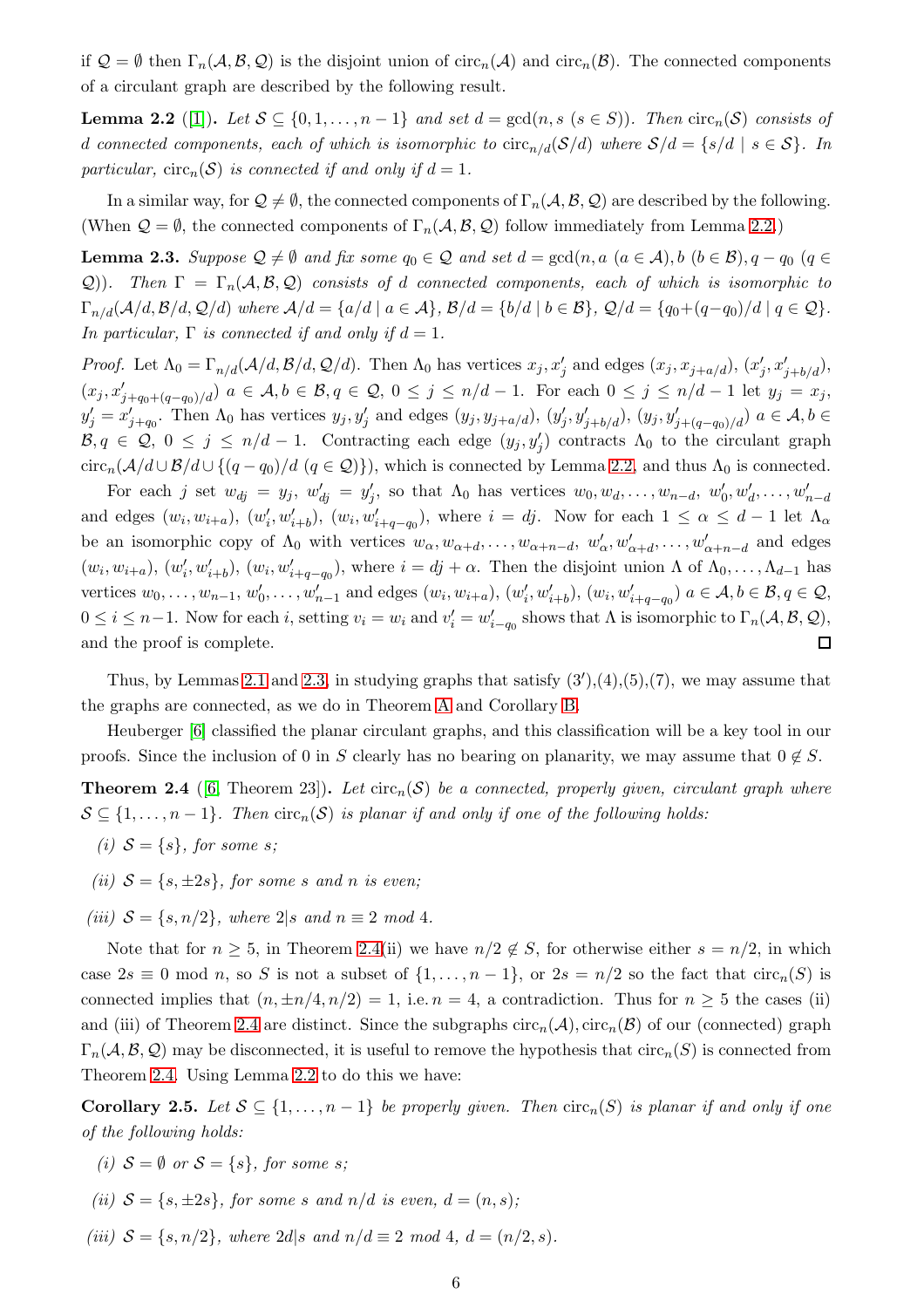if $\mathcal{Q} = \emptyset$ then $\Gamma_n(\mathcal{A}, \mathcal{B}, \mathcal{Q})$ is the disjoint union of $\mathrm{circ}_n(\mathcal{A})$ and $\mathrm{circ}_n(\mathcal{B})$. The connected components of a circulant graph are described by the following result.

**Lemma 2.2** ([1]). *Let $\mathcal{S} \subseteq \{0, 1, \ldots, n-1\}$ and set $d = \gcd(n, s\ (s \in S))$. Then $\mathrm{circ}_n(\mathcal{S})$ consists of $d$ connected components, each of which is isomorphic to $\mathrm{circ}_{n/d}(\mathcal{S}/d)$ where $\mathcal{S}/d = \{s/d \mid s \in \mathcal{S}\}$. In particular, $\mathrm{circ}_n(\mathcal{S})$ is connected if and only if $d = 1$.*

In a similar way, for $\mathcal{Q} \neq \emptyset$, the connected components of $\Gamma_n(\mathcal{A}, \mathcal{B}, \mathcal{Q})$ are described by the following. (When $\mathcal{Q} = \emptyset$, the connected components of $\Gamma_n(\mathcal{A}, \mathcal{B}, \mathcal{Q})$ follow immediately from Lemma 2.2.)

**Lemma 2.3.** *Suppose $\mathcal{Q} \neq \emptyset$ and fix some $q_0 \in \mathcal{Q}$ and set $d = \gcd(n, a\ (a \in \mathcal{A}), b\ (b \in \mathcal{B}), q - q_0\ (q \in \mathcal{Q}))$. Then $\Gamma = \Gamma_n(\mathcal{A}, \mathcal{B}, \mathcal{Q})$ consists of $d$ connected components, each of which is isomorphic to $\Gamma_{n/d}(\mathcal{A}/d, \mathcal{B}/d, \mathcal{Q}/d)$ where $\mathcal{A}/d = \{a/d \mid a \in \mathcal{A}\}$, $\mathcal{B}/d = \{b/d \mid b \in \mathcal{B}\}$, $\mathcal{Q}/d = \{q_0 + (q - q_0)/d \mid q \in \mathcal{Q}\}$. In particular, $\Gamma$ is connected if and only if $d = 1$.*

*Proof.* Let $\Lambda_0 = \Gamma_{n/d}(\mathcal{A}/d, \mathcal{B}/d, \mathcal{Q}/d)$. Then $\Lambda_0$ has vertices $x_j, x'_j$ and edges $(x_j, x_{j+a/d})$, $(x'_j, x'_{j+b/d})$, $(x_j, x'_{j+q_0+(q-q_0)/d})$ $a \in \mathcal{A}, b \in \mathcal{B}, q \in \mathcal{Q}$, $0 \leq j \leq n/d - 1$. For each $0 \leq j \leq n/d - 1$ let $y_j = x_j$, $y'_j = x'_{j+q_0}$. Then $\Lambda_0$ has vertices $y_j, y'_j$ and edges $(y_j, y_{j+a/d})$, $(y'_j, y'_{j+b/d})$, $(y_j, y'_{j+(q-q_0)/d})$ $a \in \mathcal{A}, b \in \mathcal{B}, q \in \mathcal{Q}$, $0 \leq j \leq n/d - 1$. Contracting each edge $(y_j, y'_j)$ contracts $\Lambda_0$ to the circulant graph $\mathrm{circ}_n(\mathcal{A}/d \cup \mathcal{B}/d \cup \{(q - q_0)/d\ (q \in \mathcal{Q})\})$, which is connected by Lemma 2.2, and thus $\Lambda_0$ is connected.

For each $j$ set $w_{dj} = y_j$, $w'_{dj} = y'_j$, so that $\Lambda_0$ has vertices $w_0, w_d, \ldots, w_{n-d}$, $w'_0, w'_d, \ldots, w'_{n-d}$ and edges $(w_i, w_{i+a})$, $(w'_i, w'_{i+b})$, $(w_i, w'_{i+q-q_0})$, where $i = dj$. Now for each $1 \leq \alpha \leq d - 1$ let $\Lambda_\alpha$ be an isomorphic copy of $\Lambda_0$ with vertices $w_\alpha, w_{\alpha+d}, \ldots, w_{\alpha+n-d}$, $w'_\alpha, w'_{\alpha+d}, \ldots, w'_{\alpha+n-d}$ and edges $(w_i, w_{i+a})$, $(w'_i, w'_{i+b})$, $(w_i, w'_{i+q-q_0})$, where $i = dj + \alpha$. Then the disjoint union $\Lambda$ of $\Lambda_0, \ldots, \Lambda_{d-1}$ has vertices $w_0, \ldots, w_{n-1}$, $w'_0, \ldots, w'_{n-1}$ and edges $(w_i, w_{i+a})$, $(w'_i, w'_{i+b})$, $(w_i, w'_{i+q-q_0})$ $a \in \mathcal{A}, b \in \mathcal{B}, q \in \mathcal{Q}$, $0 \leq i \leq n-1$. Now for each $i$, setting $v_i = w_i$ and $v'_i = w'_{i-q_0}$ shows that $\Lambda$ is isomorphic to $\Gamma_n(\mathcal{A}, \mathcal{B}, \mathcal{Q})$, and the proof is complete. □

Thus, by Lemmas 2.1 and 2.3, in studying graphs that satisfy (3′),(4),(5),(7), we may assume that the graphs are connected, as we do in Theorem A and Corollary B.

Heuberger [6] classified the planar circulant graphs, and this classification will be a key tool in our proofs. Since the inclusion of 0 in $S$ clearly has no bearing on planarity, we may assume that $0 \notin S$.

**Theorem 2.4** ([6, Theorem 23]). *Let $\mathrm{circ}_n(\mathcal{S})$ be a connected, properly given, circulant graph where $\mathcal{S} \subseteq \{1, \ldots, n-1\}$. Then $\mathrm{circ}_n(\mathcal{S})$ is planar if and only if one of the following holds:*

*(i) $\mathcal{S} = \{s\}$, for some $s$;*

*(ii) $\mathcal{S} = \{s, \pm 2s\}$, for some $s$ and $n$ is even;*

*(iii) $\mathcal{S} = \{s, n/2\}$, where $2|s$ and $n \equiv 2$ mod 4.*

Note that for $n \geq 5$, in Theorem 2.4(ii) we have $n/2 \notin S$, for otherwise either $s = n/2$, in which case $2s \equiv 0$ mod $n$, so $S$ is not a subset of $\{1, \ldots, n-1\}$, or $2s = n/2$ so the fact that $\mathrm{circ}_n(S)$ is connected implies that $(n, \pm n/4, n/2) = 1$, i.e. $n = 4$, a contradiction. Thus for $n \geq 5$ the cases (ii) and (iii) of Theorem 2.4 are distinct. Since the subgraphs $\mathrm{circ}_n(\mathcal{A}), \mathrm{circ}_n(\mathcal{B})$ of our (connected) graph $\Gamma_n(\mathcal{A}, \mathcal{B}, \mathcal{Q})$ may be disconnected, it is useful to remove the hypothesis that $\mathrm{circ}_n(S)$ is connected from Theorem 2.4. Using Lemma 2.2 to do this we have:

**Corollary 2.5.** *Let $\mathcal{S} \subseteq \{1, \ldots, n-1\}$ be properly given. Then $\mathrm{circ}_n(S)$ is planar if and only if one of the following holds:*

*(i) $\mathcal{S} = \emptyset$ or $\mathcal{S} = \{s\}$, for some $s$;*

*(ii) $\mathcal{S} = \{s, \pm 2s\}$, for some $s$ and $n/d$ is even, $d = (n, s)$;*

*(iii) $\mathcal{S} = \{s, n/2\}$, where $2d|s$ and $n/d \equiv 2$ mod 4, $d = (n/2, s)$.*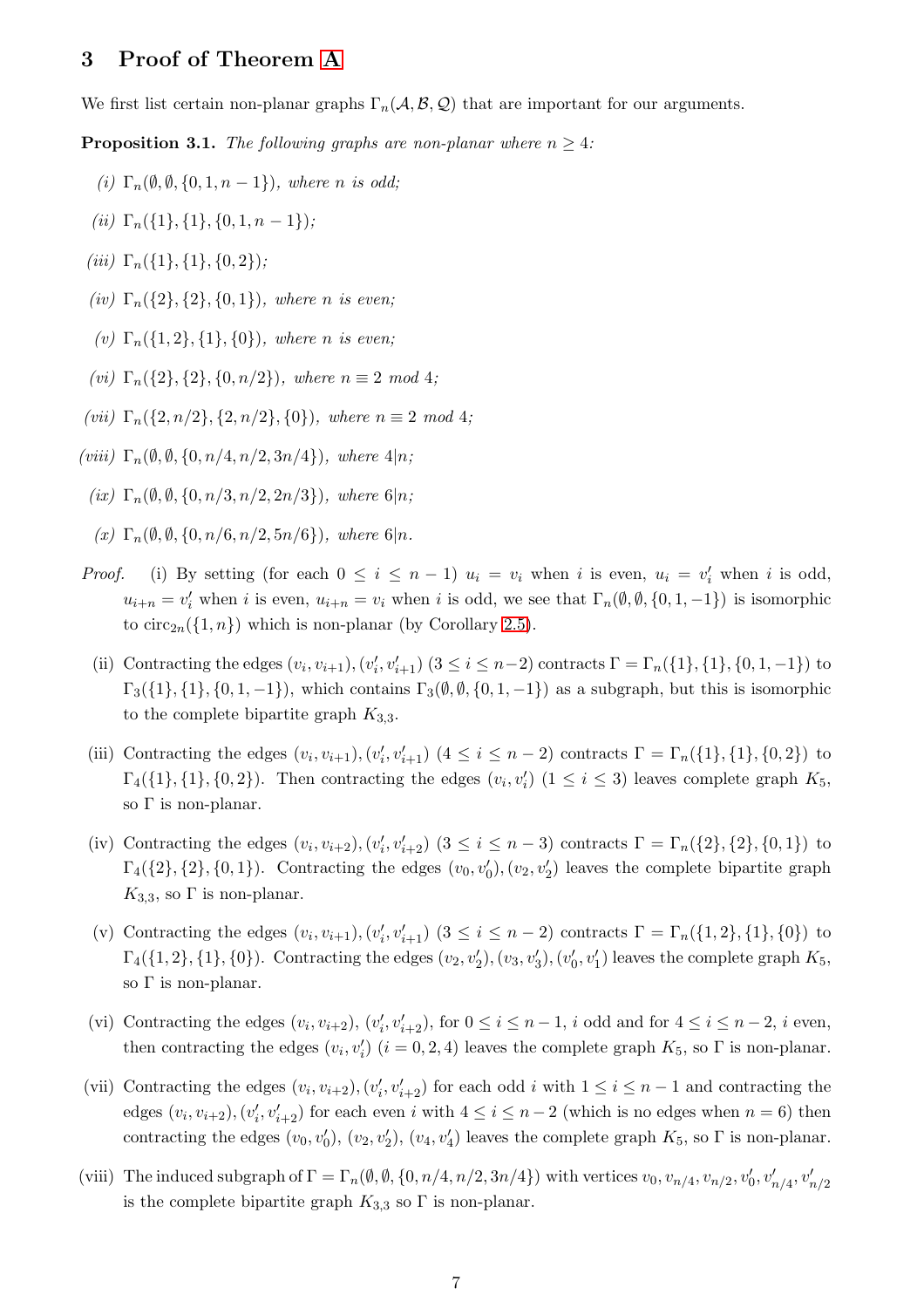## 3 Proof of Theorem A

We first list certain non-planar graphs $\Gamma_n(\mathcal{A}, \mathcal{B}, \mathcal{Q})$ that are important for our arguments.

**Proposition 3.1.** *The following graphs are non-planar where $n \geq 4$:*

*(i)* $\Gamma_n(\emptyset, \emptyset, \{0, 1, n-1\})$*, where $n$ is odd;*

*(ii)* $\Gamma_n(\{1\}, \{1\}, \{0, 1, n-1\})$*;*

*(iii)* $\Gamma_n(\{1\}, \{1\}, \{0, 2\})$*;*

*(iv)* $\Gamma_n(\{2\}, \{2\}, \{0, 1\})$*, where $n$ is even;*

*(v)* $\Gamma_n(\{1, 2\}, \{1\}, \{0\})$*, where $n$ is even;*

*(vi)* $\Gamma_n(\{2\}, \{2\}, \{0, n/2\})$*, where $n \equiv 2 \bmod 4$;*

*(vii)* $\Gamma_n(\{2, n/2\}, \{2, n/2\}, \{0\})$*, where $n \equiv 2 \bmod 4$;*

*(viii)* $\Gamma_n(\emptyset, \emptyset, \{0, n/4, n/2, 3n/4\})$*, where $4|n$;*

*(ix)* $\Gamma_n(\emptyset, \emptyset, \{0, n/3, n/2, 2n/3\})$*, where $6|n$;*

*(x)* $\Gamma_n(\emptyset, \emptyset, \{0, n/6, n/2, 5n/6\})$*, where $6|n$.*

*Proof.* (i) By setting (for each $0 \leq i \leq n-1$) $u_i = v_i$ when $i$ is even, $u_i = v'_i$ when $i$ is odd, $u_{i+n} = v'_i$ when $i$ is even, $u_{i+n} = v_i$ when $i$ is odd, we see that $\Gamma_n(\emptyset, \emptyset, \{0, 1, -1\})$ is isomorphic to $\mathrm{circ}_{2n}(\{1, n\})$ which is non-planar (by Corollary 2.5).

(ii) Contracting the edges $(v_i, v_{i+1}), (v'_i, v'_{i+1})$ $(3 \leq i \leq n-2)$ contracts $\Gamma = \Gamma_n(\{1\}, \{1\}, \{0, 1, -1\})$ to $\Gamma_3(\{1\}, \{1\}, \{0, 1, -1\})$, which contains $\Gamma_3(\emptyset, \emptyset, \{0, 1, -1\})$ as a subgraph, but this is isomorphic to the complete bipartite graph $K_{3,3}$.

(iii) Contracting the edges $(v_i, v_{i+1}), (v'_i, v'_{i+1})$ $(4 \leq i \leq n-2)$ contracts $\Gamma = \Gamma_n(\{1\}, \{1\}, \{0, 2\})$ to $\Gamma_4(\{1\}, \{1\}, \{0, 2\})$. Then contracting the edges $(v_i, v'_i)$ $(1 \leq i \leq 3)$ leaves complete graph $K_5$, so $\Gamma$ is non-planar.

(iv) Contracting the edges $(v_i, v_{i+2}), (v'_i, v'_{i+2})$ $(3 \leq i \leq n-3)$ contracts $\Gamma = \Gamma_n(\{2\}, \{2\}, \{0, 1\})$ to $\Gamma_4(\{2\}, \{2\}, \{0, 1\})$. Contracting the edges $(v_0, v'_0), (v_2, v'_2)$ leaves the complete bipartite graph $K_{3,3}$, so $\Gamma$ is non-planar.

(v) Contracting the edges $(v_i, v_{i+1}), (v'_i, v'_{i+1})$ $(3 \leq i \leq n-2)$ contracts $\Gamma = \Gamma_n(\{1, 2\}, \{1\}, \{0\})$ to $\Gamma_4(\{1, 2\}, \{1\}, \{0\})$. Contracting the edges $(v_2, v'_2), (v_3, v'_3), (v'_0, v'_1)$ leaves the complete graph $K_5$, so $\Gamma$ is non-planar.

(vi) Contracting the edges $(v_i, v_{i+2})$, $(v'_i, v'_{i+2})$, for $0 \leq i \leq n-1$, $i$ odd and for $4 \leq i \leq n-2$, $i$ even, then contracting the edges $(v_i, v'_i)$ $(i = 0, 2, 4)$ leaves the complete graph $K_5$, so $\Gamma$ is non-planar.

(vii) Contracting the edges $(v_i, v_{i+2}), (v'_i, v'_{i+2})$ for each odd $i$ with $1 \leq i \leq n-1$ and contracting the edges $(v_i, v_{i+2}), (v'_i, v'_{i+2})$ for each even $i$ with $4 \leq i \leq n-2$ (which is no edges when $n = 6$) then contracting the edges $(v_0, v'_0)$, $(v_2, v'_2)$, $(v_4, v'_4)$ leaves the complete graph $K_5$, so $\Gamma$ is non-planar.

(viii) The induced subgraph of $\Gamma = \Gamma_n(\emptyset, \emptyset, \{0, n/4, n/2, 3n/4\})$ with vertices $v_0, v_{n/4}, v_{n/2}, v'_0, v'_{n/4}, v'_{n/2}$ is the complete bipartite graph $K_{3,3}$ so $\Gamma$ is non-planar.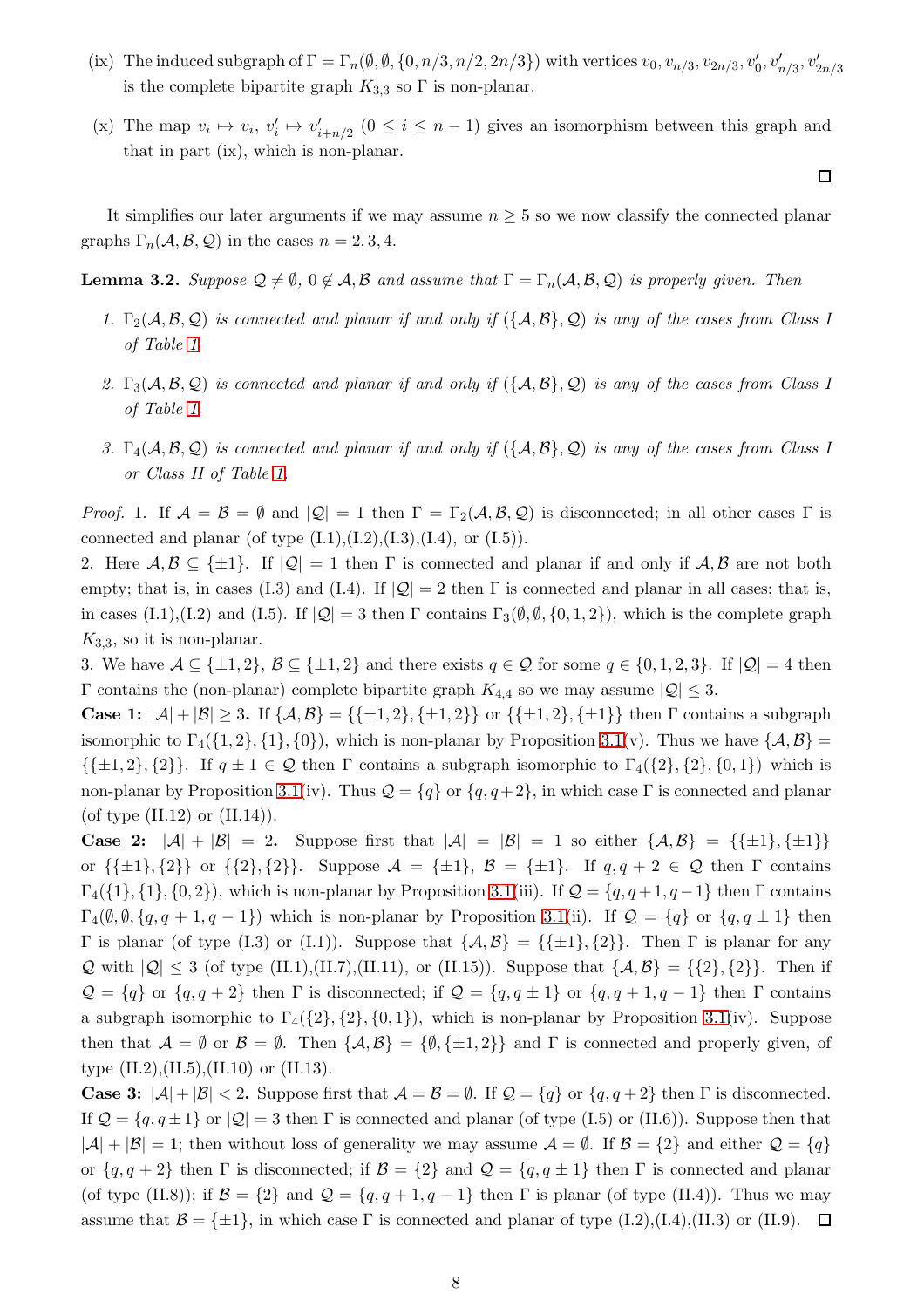(ix) The induced subgraph of $\Gamma = \Gamma_n(\emptyset, \emptyset, \{0, n/3, n/2, 2n/3\})$ with vertices $v_0, v_{n/3}, v_{2n/3}, v'_0, v'_{n/3}, v'_{2n/3}$ is the complete bipartite graph $K_{3,3}$ so $\Gamma$ is non-planar.

(x) The map $v_i \mapsto v_i$, $v'_i \mapsto v'_{i+n/2}$ $(0 \le i \le n-1)$ gives an isomorphism between this graph and that in part (ix), which is non-planar.

□

It simplifies our later arguments if we may assume $n \ge 5$ so we now classify the connected planar graphs $\Gamma_n(\mathcal{A}, \mathcal{B}, \mathcal{Q})$ in the cases $n = 2, 3, 4$.

**Lemma 3.2.** *Suppose $\mathcal{Q} \neq \emptyset$, $0 \notin \mathcal{A}, \mathcal{B}$ and assume that $\Gamma = \Gamma_n(\mathcal{A}, \mathcal{B}, \mathcal{Q})$ is properly given. Then*

1. *$\Gamma_2(\mathcal{A}, \mathcal{B}, \mathcal{Q})$ is connected and planar if and only if $(\{\mathcal{A}, \mathcal{B}\}, \mathcal{Q})$ is any of the cases from Class I of Table 1.*
2. *$\Gamma_3(\mathcal{A}, \mathcal{B}, \mathcal{Q})$ is connected and planar if and only if $(\{\mathcal{A}, \mathcal{B}\}, \mathcal{Q})$ is any of the cases from Class I of Table 1.*
3. *$\Gamma_4(\mathcal{A}, \mathcal{B}, \mathcal{Q})$ is connected and planar if and only if $(\{\mathcal{A}, \mathcal{B}\}, \mathcal{Q})$ is any of the cases from Class I or Class II of Table 1.*

*Proof.* 1. If $\mathcal{A} = \mathcal{B} = \emptyset$ and $|\mathcal{Q}| = 1$ then $\Gamma = \Gamma_2(\mathcal{A}, \mathcal{B}, \mathcal{Q})$ is disconnected; in all other cases $\Gamma$ is connected and planar (of type (I.1),(I.2),(I.3),(I.4), or (I.5)).

2. Here $\mathcal{A}, \mathcal{B} \subseteq \{\pm 1\}$. If $|\mathcal{Q}| = 1$ then $\Gamma$ is connected and planar if and only if $\mathcal{A}, \mathcal{B}$ are not both empty; that is, in cases (I.3) and (I.4). If $|\mathcal{Q}| = 2$ then $\Gamma$ is connected and planar in all cases; that is, in cases (I.1),(I.2) and (I.5). If $|\mathcal{Q}| = 3$ then $\Gamma$ contains $\Gamma_3(\emptyset, \emptyset, \{0, 1, 2\})$, which is the complete graph $K_{3,3}$, so it is non-planar.

3. We have $\mathcal{A} \subseteq \{\pm 1, 2\}$, $\mathcal{B} \subseteq \{\pm 1, 2\}$ and there exists $q \in \mathcal{Q}$ for some $q \in \{0, 1, 2, 3\}$. If $|\mathcal{Q}| = 4$ then $\Gamma$ contains the (non-planar) complete bipartite graph $K_{4,4}$ so we may assume $|\mathcal{Q}| \le 3$.

**Case 1:** $|\mathcal{A}| + |\mathcal{B}| \ge 3$. If $\{\mathcal{A}, \mathcal{B}\} = \{\{\pm 1, 2\}, \{\pm 1, 2\}\}$ or $\{\{\pm 1, 2\}, \{\pm 1\}\}$ then $\Gamma$ contains a subgraph isomorphic to $\Gamma_4(\{1, 2\}, \{1\}, \{0\})$, which is non-planar by Proposition 3.1(v). Thus we have $\{\mathcal{A}, \mathcal{B}\} = \{\{\pm 1, 2\}, \{2\}\}$. If $q \pm 1 \in \mathcal{Q}$ then $\Gamma$ contains a subgraph isomorphic to $\Gamma_4(\{2\}, \{2\}, \{0, 1\})$ which is non-planar by Proposition 3.1(iv). Thus $\mathcal{Q} = \{q\}$ or $\{q, q+2\}$, in which case $\Gamma$ is connected and planar (of type (II.12) or (II.14)).

**Case 2:** $|\mathcal{A}| + |\mathcal{B}| = 2$. Suppose first that $|\mathcal{A}| = |\mathcal{B}| = 1$ so either $\{\mathcal{A}, \mathcal{B}\} = \{\{\pm 1\}, \{\pm 1\}\}$ or $\{\{\pm 1\}, \{2\}\}$ or $\{\{2\}, \{2\}\}$. Suppose $\mathcal{A} = \{\pm 1\}$, $\mathcal{B} = \{\pm 1\}$. If $q, q+2 \in \mathcal{Q}$ then $\Gamma$ contains $\Gamma_4(\{1\}, \{1\}, \{0, 2\})$, which is non-planar by Proposition 3.1(iii). If $\mathcal{Q} = \{q, q+1, q-1\}$ then $\Gamma$ contains $\Gamma_4(\emptyset, \emptyset, \{q, q+1, q-1\})$ which is non-planar by Proposition 3.1(ii). If $\mathcal{Q} = \{q\}$ or $\{q, q \pm 1\}$ then $\Gamma$ is planar (of type (I.3) or (I.1)). Suppose that $\{\mathcal{A}, \mathcal{B}\} = \{\{\pm 1\}, \{2\}\}$. Then $\Gamma$ is planar for any $\mathcal{Q}$ with $|\mathcal{Q}| \le 3$ (of type (II.1),(II.7),(II.11), or (II.15)). Suppose that $\{\mathcal{A}, \mathcal{B}\} = \{\{2\}, \{2\}\}$. Then if $\mathcal{Q} = \{q\}$ or $\{q, q+2\}$ then $\Gamma$ is disconnected; if $\mathcal{Q} = \{q, q \pm 1\}$ or $\{q, q+1, q-1\}$ then $\Gamma$ contains a subgraph isomorphic to $\Gamma_4(\{2\}, \{2\}, \{0, 1\})$, which is non-planar by Proposition 3.1(iv). Suppose then that $\mathcal{A} = \emptyset$ or $\mathcal{B} = \emptyset$. Then $\{\mathcal{A}, \mathcal{B}\} = \{\emptyset, \{\pm 1, 2\}\}$ and $\Gamma$ is connected and properly given, of type (II.2),(II.5),(II.10) or (II.13).

**Case 3:** $|\mathcal{A}| + |\mathcal{B}| < 2$. Suppose first that $\mathcal{A} = \mathcal{B} = \emptyset$. If $\mathcal{Q} = \{q\}$ or $\{q, q+2\}$ then $\Gamma$ is disconnected. If $\mathcal{Q} = \{q, q \pm 1\}$ or $|\mathcal{Q}| = 3$ then $\Gamma$ is connected and planar (of type (I.5) or (II.6)). Suppose then that $|\mathcal{A}| + |\mathcal{B}| = 1$; then without loss of generality we may assume $\mathcal{A} = \emptyset$. If $\mathcal{B} = \{2\}$ and either $\mathcal{Q} = \{q\}$ or $\{q, q+2\}$ then $\Gamma$ is disconnected; if $\mathcal{B} = \{2\}$ and $\mathcal{Q} = \{q, q \pm 1\}$ then $\Gamma$ is connected and planar (of type (II.8)); if $\mathcal{B} = \{2\}$ and $\mathcal{Q} = \{q, q+1, q-1\}$ then $\Gamma$ is planar (of type (II.4)). Thus we may assume that $\mathcal{B} = \{\pm 1\}$, in which case $\Gamma$ is connected and planar of type (I.2),(I.4),(II.3) or (II.9). □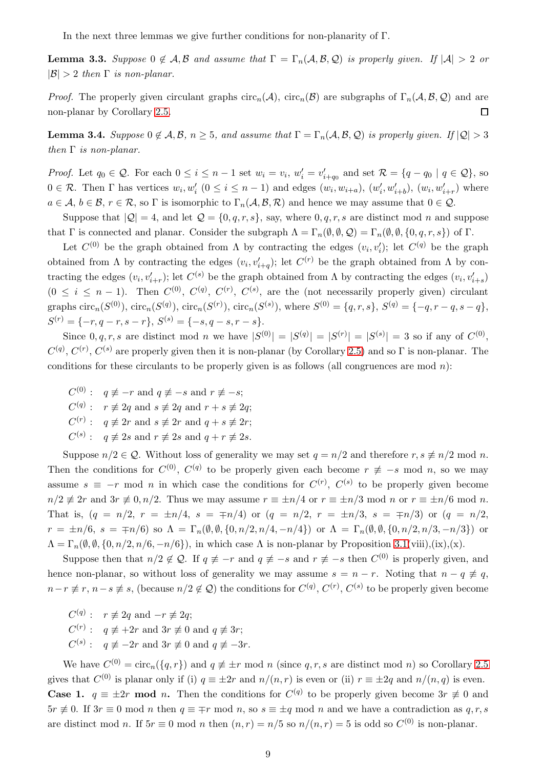In the next three lemmas we give further conditions for non-planarity of $\Gamma$.

**Lemma 3.3.** *Suppose $0 \notin \mathcal{A}, \mathcal{B}$ and assume that $\Gamma = \Gamma_n(\mathcal{A}, \mathcal{B}, \mathcal{Q})$ is properly given. If $|\mathcal{A}| > 2$ or $|\mathcal{B}| > 2$ then $\Gamma$ is non-planar.*

*Proof.* The properly given circulant graphs $\mathrm{circ}_n(\mathcal{A})$, $\mathrm{circ}_n(\mathcal{B})$ are subgraphs of $\Gamma_n(\mathcal{A}, \mathcal{B}, \mathcal{Q})$ and are non-planar by Corollary 2.5. □

**Lemma 3.4.** *Suppose $0 \notin \mathcal{A}, \mathcal{B}$, $n \geq 5$, and assume that $\Gamma = \Gamma_n(\mathcal{A}, \mathcal{B}, \mathcal{Q})$ is properly given. If $|\mathcal{Q}| > 3$ then $\Gamma$ is non-planar.*

*Proof.* Let $q_0 \in \mathcal{Q}$. For each $0 \leq i \leq n-1$ set $w_i = v_i$, $w_i' = v_{i+q_0}'$ and set $\mathcal{R} = \{q - q_0 \mid q \in \mathcal{Q}\}$, so $0 \in \mathcal{R}$. Then $\Gamma$ has vertices $w_i, w_i'$ $(0 \leq i \leq n-1)$ and edges $(w_i, w_{i+a})$, $(w_i', w_{i+b}')$, $(w_i, w_{i+r}')$ where $a \in \mathcal{A}$, $b \in \mathcal{B}$, $r \in \mathcal{R}$, so $\Gamma$ is isomorphic to $\Gamma_n(\mathcal{A}, \mathcal{B}, \mathcal{R})$ and hence we may assume that $0 \in \mathcal{Q}$.

Suppose that $|\mathcal{Q}| = 4$, and let $\mathcal{Q} = \{0, q, r, s\}$, say, where $0, q, r, s$ are distinct mod $n$ and suppose that $\Gamma$ is connected and planar. Consider the subgraph $\Lambda = \Gamma_n(\emptyset, \emptyset, \mathcal{Q}) = \Gamma_n(\emptyset, \emptyset, \{0, q, r, s\})$ of $\Gamma$.

Let $C^{(0)}$ be the graph obtained from $\Lambda$ by contracting the edges $(v_i, v_i')$; let $C^{(q)}$ be the graph obtained from $\Lambda$ by contracting the edges $(v_i, v_{i+q}')$; let $C^{(r)}$ be the graph obtained from $\Lambda$ by contracting the edges $(v_i, v_{i+r}')$; let $C^{(s)}$ be the graph obtained from $\Lambda$ by contracting the edges $(v_i, v_{i+s}')$ $(0 \leq i \leq n-1)$. Then $C^{(0)}$, $C^{(q)}$, $C^{(r)}$, $C^{(s)}$, are the (not necessarily properly given) circulant graphs $\mathrm{circ}_n(S^{(0)})$, $\mathrm{circ}_n(S^{(q)})$, $\mathrm{circ}_n(S^{(r)})$, $\mathrm{circ}_n(S^{(s)})$, where $S^{(0)} = \{q, r, s\}$, $S^{(q)} = \{-q, r-q, s-q\}$, $S^{(r)} = \{-r, q-r, s-r\}$, $S^{(s)} = \{-s, q-s, r-s\}$.

Since $0, q, r, s$ are distinct mod $n$ we have $|S^{(0)}| = |S^{(q)}| = |S^{(r)}| = |S^{(s)}| = 3$ so if any of $C^{(0)}$, $C^{(q)}$, $C^{(r)}$, $C^{(s)}$ are properly given then it is non-planar (by Corollary 2.5) and so $\Gamma$ is non-planar. The conditions for these circulants to be properly given is as follows (all congruences are mod $n$):

$C^{(0)}$ : $q \not\equiv -r$ and $q \not\equiv -s$ and $r \not\equiv -s$;
$C^{(q)}$ : $r \not\equiv 2q$ and $s \not\equiv 2q$ and $r + s \not\equiv 2q$;
$C^{(r)}$ : $q \not\equiv 2r$ and $s \not\equiv 2r$ and $q + s \not\equiv 2r$;
$C^{(s)}$ : $q \not\equiv 2s$ and $r \not\equiv 2s$ and $q + r \not\equiv 2s$.

Suppose $n/2 \in \mathcal{Q}$. Without loss of generality we may set $q = n/2$ and therefore $r, s \not\equiv n/2$ mod $n$. Then the conditions for $C^{(0)}$, $C^{(q)}$ to be properly given each become $r \not\equiv -s$ mod $n$, so we may assume $s \equiv -r$ mod $n$ in which case the conditions for $C^{(r)}$, $C^{(s)}$ to be properly given become $n/2 \not\equiv 2r$ and $3r \not\equiv 0, n/2$. Thus we may assume $r \equiv \pm n/4$ or $r \equiv \pm n/3$ mod $n$ or $r \equiv \pm n/6$ mod $n$. That is, ($q = n/2$, $r = \pm n/4$, $s = \mp n/4$) or ($q = n/2$, $r = \pm n/3$, $s = \mp n/3$) or ($q = n/2$, $r = \pm n/6$, $s = \mp n/6$) so $\Lambda = \Gamma_n(\emptyset, \emptyset, \{0, n/2, n/4, -n/4\})$ or $\Lambda = \Gamma_n(\emptyset, \emptyset, \{0, n/2, n/3, -n/3\})$ or $\Lambda = \Gamma_n(\emptyset, \emptyset, \{0, n/2, n/6, -n/6\})$, in which case $\Lambda$ is non-planar by Proposition 3.1(viii),(ix),(x).

Suppose then that $n/2 \notin \mathcal{Q}$. If $q \not\equiv -r$ and $q \not\equiv -s$ and $r \not\equiv -s$ then $C^{(0)}$ is properly given, and hence non-planar, so without loss of generality we may assume $s = n - r$. Noting that $n - q \not\equiv q$, $n - r \not\equiv r$, $n - s \not\equiv s$, (because $n/2 \notin \mathcal{Q}$) the conditions for $C^{(q)}$, $C^{(r)}$, $C^{(s)}$ to be properly given become

$C^{(q)}$ : $r \not\equiv 2q$ and $-r \not\equiv 2q$;
$C^{(r)}$ : $q \not\equiv +2r$ and $3r \not\equiv 0$ and $q \not\equiv 3r$;
$C^{(s)}$ : $q \not\equiv -2r$ and $3r \not\equiv 0$ and $q \not\equiv -3r$.

We have $C^{(0)} = \mathrm{circ}_n(\{q, r\})$ and $q \not\equiv \pm r$ mod $n$ (since $q, r, s$ are distinct mod $n$) so Corollary 2.5 gives that $C^{(0)}$ is planar only if (i) $q \equiv \pm 2r$ and $n/(n, r)$ is even or (ii) $r \equiv \pm 2q$ and $n/(n, q)$ is even.

**Case 1. $q \equiv \pm 2r$ mod $n$.** Then the conditions for $C^{(q)}$ to be properly given become $3r \not\equiv 0$ and $5r \not\equiv 0$. If $3r \equiv 0$ mod $n$ then $q \equiv \mp r$ mod $n$, so $s \equiv \pm q$ mod $n$ and we have a contradiction as $q, r, s$ are distinct mod $n$. If $5r \equiv 0$ mod $n$ then $(n, r) = n/5$ so $n/(n, r) = 5$ is odd so $C^{(0)}$ is non-planar.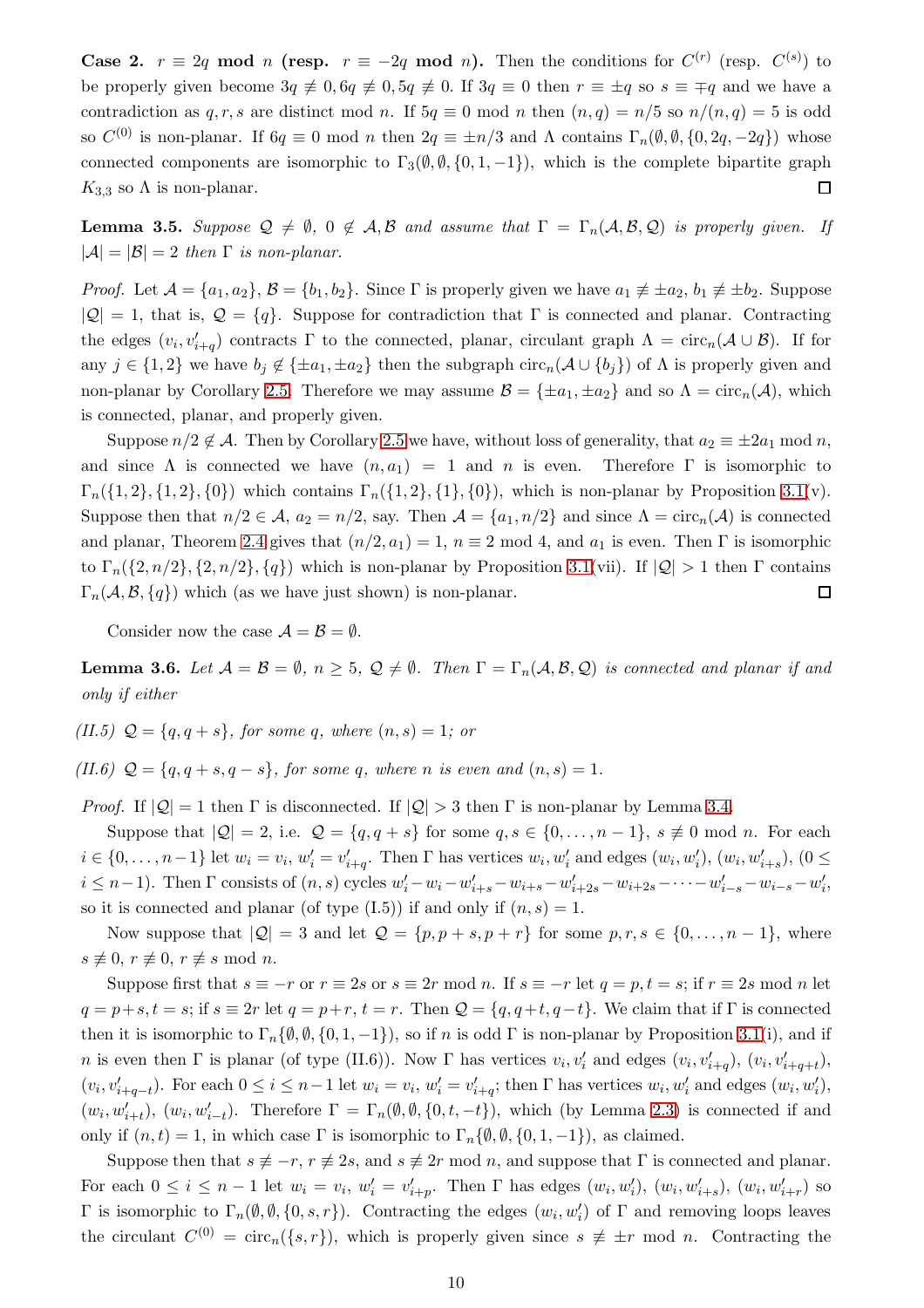**Case 2. $r \equiv 2q$ mod $n$ (resp. $r \equiv -2q$ mod $n$).** Then the conditions for $C^{(r)}$ (resp. $C^{(s)}$) to be properly given become $3q \not\equiv 0, 6q \not\equiv 0, 5q \not\equiv 0$. If $3q \equiv 0$ then $r \equiv \pm q$ so $s \equiv \mp q$ and we have a contradiction as $q, r, s$ are distinct mod $n$. If $5q \equiv 0$ mod $n$ then $(n,q) = n/5$ so $n/(n,q) = 5$ is odd so $C^{(0)}$ is non-planar. If $6q \equiv 0$ mod $n$ then $2q \equiv \pm n/3$ and $\Lambda$ contains $\Gamma_n(\emptyset, \emptyset, \{0, 2q, -2q\})$ whose connected components are isomorphic to $\Gamma_3(\emptyset, \emptyset, \{0, 1, -1\})$, which is the complete bipartite graph $K_{3,3}$ so $\Lambda$ is non-planar. $\square$

**Lemma 3.5.** *Suppose $\mathcal{Q} \neq \emptyset$, $0 \notin \mathcal{A}, \mathcal{B}$ and assume that $\Gamma = \Gamma_n(\mathcal{A}, \mathcal{B}, \mathcal{Q})$ is properly given. If $|\mathcal{A}| = |\mathcal{B}| = 2$ then $\Gamma$ is non-planar.*

*Proof.* Let $\mathcal{A} = \{a_1, a_2\}$, $\mathcal{B} = \{b_1, b_2\}$. Since $\Gamma$ is properly given we have $a_1 \not\equiv \pm a_2$, $b_1 \not\equiv \pm b_2$. Suppose $|\mathcal{Q}| = 1$, that is, $\mathcal{Q} = \{q\}$. Suppose for contradiction that $\Gamma$ is connected and planar. Contracting the edges $(v_i, v'_{i+q})$ contracts $\Gamma$ to the connected, planar, circulant graph $\Lambda = \mathrm{circ}_n(\mathcal{A} \cup \mathcal{B})$. If for any $j \in \{1, 2\}$ we have $b_j \notin \{\pm a_1, \pm a_2\}$ then the subgraph $\mathrm{circ}_n(\mathcal{A} \cup \{b_j\})$ of $\Lambda$ is properly given and non-planar by Corollary 2.5. Therefore we may assume $\mathcal{B} = \{\pm a_1, \pm a_2\}$ and so $\Lambda = \mathrm{circ}_n(\mathcal{A})$, which is connected, planar, and properly given.

Suppose $n/2 \notin \mathcal{A}$. Then by Corollary 2.5 we have, without loss of generality, that $a_2 \equiv \pm 2a_1$ mod $n$, and since $\Lambda$ is connected we have $(n, a_1) = 1$ and $n$ is even. Therefore $\Gamma$ is isomorphic to $\Gamma_n(\{1, 2\}, \{1, 2\}, \{0\})$ which contains $\Gamma_n(\{1, 2\}, \{1\}, \{0\})$, which is non-planar by Proposition 3.1(v). Suppose then that $n/2 \in \mathcal{A}$, $a_2 = n/2$, say. Then $\mathcal{A} = \{a_1, n/2\}$ and since $\Lambda = \mathrm{circ}_n(\mathcal{A})$ is connected and planar, Theorem 2.4 gives that $(n/2, a_1) = 1$, $n \equiv 2$ mod 4, and $a_1$ is even. Then $\Gamma$ is isomorphic to $\Gamma_n(\{2, n/2\}, \{2, n/2\}, \{q\})$ which is non-planar by Proposition 3.1(vii). If $|\mathcal{Q}| > 1$ then $\Gamma$ contains $\Gamma_n(\mathcal{A}, \mathcal{B}, \{q\})$ which (as we have just shown) is non-planar. $\square$

Consider now the case $\mathcal{A} = \mathcal{B} = \emptyset$.

**Lemma 3.6.** *Let $\mathcal{A} = \mathcal{B} = \emptyset$, $n \geq 5$, $\mathcal{Q} \neq \emptyset$. Then $\Gamma = \Gamma_n(\mathcal{A}, \mathcal{B}, \mathcal{Q})$ is connected and planar if and only if either*

*(II.5) $\mathcal{Q} = \{q, q+s\}$, for some $q$, where $(n, s) = 1$; or*

*(II.6) $\mathcal{Q} = \{q, q+s, q-s\}$, for some $q$, where $n$ is even and $(n, s) = 1$.*

*Proof.* If $|\mathcal{Q}| = 1$ then $\Gamma$ is disconnected. If $|\mathcal{Q}| > 3$ then $\Gamma$ is non-planar by Lemma 3.4.

Suppose that $|\mathcal{Q}| = 2$, i.e. $\mathcal{Q} = \{q, q+s\}$ for some $q, s \in \{0, \ldots, n-1\}$, $s \not\equiv 0$ mod $n$. For each $i \in \{0, \ldots, n-1\}$ let $w_i = v_i$, $w'_i = v'_{i+q}$. Then $\Gamma$ has vertices $w_i, w'_i$ and edges $(w_i, w'_i)$, $(w_i, w'_{i+s})$, $(0 \leq i \leq n-1)$. Then $\Gamma$ consists of $(n, s)$ cycles $w'_i - w_i - w'_{i+s} - w_{i+s} - w'_{i+2s} - w_{i+2s} - \cdots - w'_{i-s} - w_{i-s} - w'_i$, so it is connected and planar (of type (I.5)) if and only if $(n, s) = 1$.

Now suppose that $|\mathcal{Q}| = 3$ and let $\mathcal{Q} = \{p, p+s, p+r\}$ for some $p, r, s \in \{0, \ldots, n-1\}$, where $s \not\equiv 0$, $r \not\equiv 0$, $r \not\equiv s$ mod $n$.

Suppose first that $s \equiv -r$ or $r \equiv 2s$ or $s \equiv 2r$ mod $n$. If $s \equiv -r$ let $q = p, t = s$; if $r \equiv 2s$ mod $n$ let $q = p+s, t = s$; if $s \equiv 2r$ let $q = p+r$, $t = r$. Then $\mathcal{Q} = \{q, q+t, q-t\}$. We claim that if $\Gamma$ is connected then it is isomorphic to $\Gamma_n\{\emptyset, \emptyset, \{0, 1, -1\})$, so if $n$ is odd $\Gamma$ is non-planar by Proposition 3.1(i), and if $n$ is even then $\Gamma$ is planar (of type (II.6)). Now $\Gamma$ has vertices $v_i, v'_i$ and edges $(v_i, v'_{i+q})$, $(v_i, v'_{i+q+t})$, $(v_i, v'_{i+q-t})$. For each $0 \leq i \leq n-1$ let $w_i = v_i$, $w'_i = v'_{i+q}$; then $\Gamma$ has vertices $w_i, w'_i$ and edges $(w_i, w'_i)$, $(w_i, w'_{i+t})$, $(w_i, w'_{i-t})$. Therefore $\Gamma = \Gamma_n(\emptyset, \emptyset, \{0, t, -t\})$, which (by Lemma 2.3) is connected if and only if $(n, t) = 1$, in which case $\Gamma$ is isomorphic to $\Gamma_n\{\emptyset, \emptyset, \{0, 1, -1\})$, as claimed.

Suppose then that $s \not\equiv -r$, $r \not\equiv 2s$, and $s \not\equiv 2r$ mod $n$, and suppose that $\Gamma$ is connected and planar. For each $0 \leq i \leq n-1$ let $w_i = v_i$, $w'_i = v'_{i+p}$. Then $\Gamma$ has edges $(w_i, w'_i)$, $(w_i, w'_{i+s})$, $(w_i, w'_{i+r})$ so $\Gamma$ is isomorphic to $\Gamma_n(\emptyset, \emptyset, \{0, s, r\})$. Contracting the edges $(w_i, w'_i)$ of $\Gamma$ and removing loops leaves the circulant $C^{(0)} = \mathrm{circ}_n(\{s, r\})$, which is properly given since $s \not\equiv \pm r$ mod $n$. Contracting the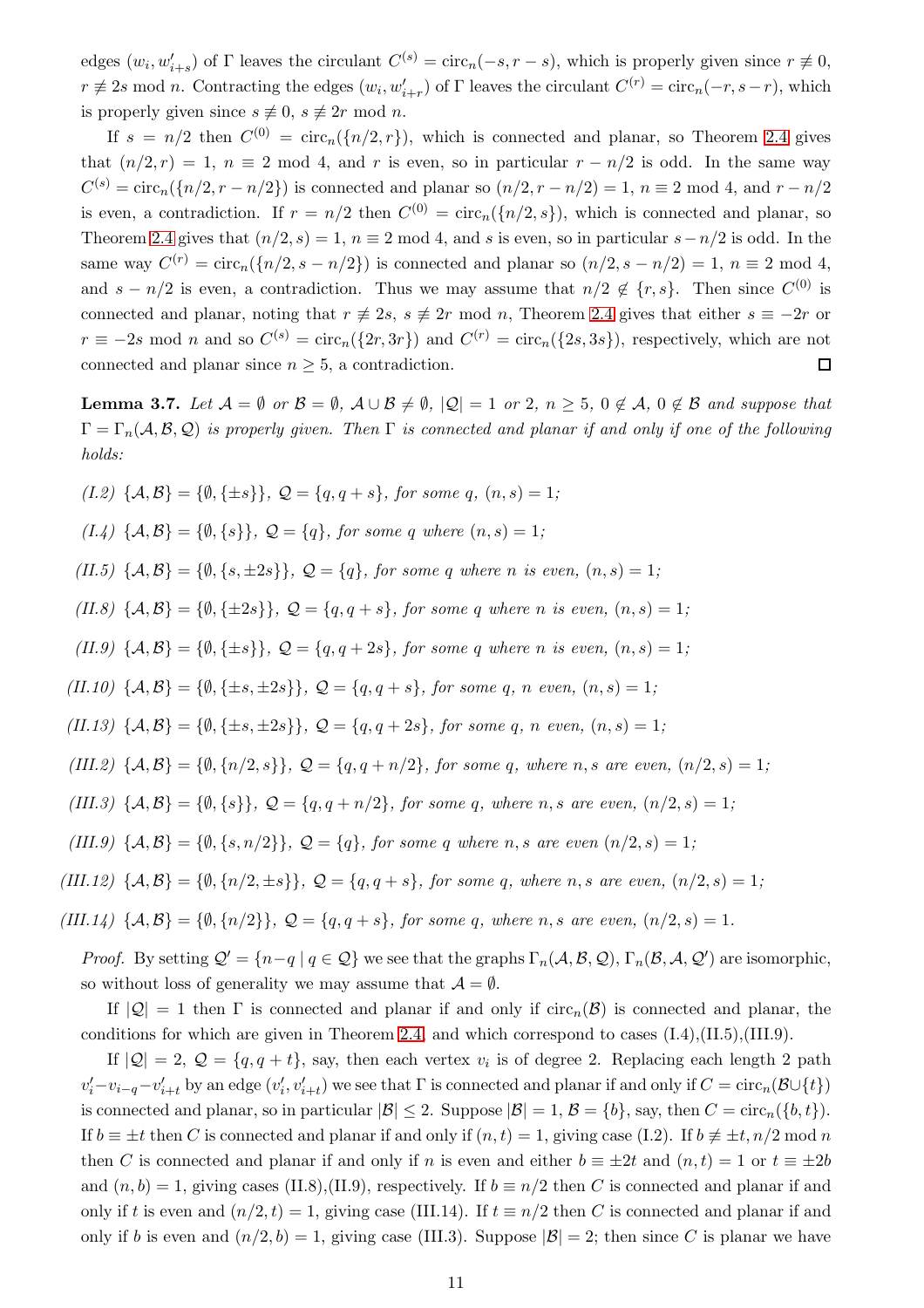edges $(w_i, w'_{i+s})$ of $\Gamma$ leaves the circulant $C^{(s)} = \mathrm{circ}_n(-s, r-s)$, which is properly given since $r \not\equiv 0$, $r \not\equiv 2s \bmod n$. Contracting the edges $(w_i, w'_{i+r})$ of $\Gamma$ leaves the circulant $C^{(r)} = \mathrm{circ}_n(-r, s-r)$, which is properly given since $s \not\equiv 0$, $s \not\equiv 2r \bmod n$.

If $s = n/2$ then $C^{(0)} = \mathrm{circ}_n(\{n/2, r\})$, which is connected and planar, so Theorem 2.4 gives that $(n/2, r) = 1$, $n \equiv 2 \bmod 4$, and $r$ is even, so in particular $r - n/2$ is odd. In the same way $C^{(s)} = \mathrm{circ}_n(\{n/2, r - n/2\})$ is connected and planar so $(n/2, r - n/2) = 1$, $n \equiv 2 \bmod 4$, and $r - n/2$ is even, a contradiction. If $r = n/2$ then $C^{(0)} = \mathrm{circ}_n(\{n/2, s\})$, which is connected and planar, so Theorem 2.4 gives that $(n/2, s) = 1$, $n \equiv 2 \bmod 4$, and $s$ is even, so in particular $s - n/2$ is odd. In the same way $C^{(r)} = \mathrm{circ}_n(\{n/2, s - n/2\})$ is connected and planar so $(n/2, s - n/2) = 1$, $n \equiv 2 \bmod 4$, and $s - n/2$ is even, a contradiction. Thus we may assume that $n/2 \notin \{r, s\}$. Then since $C^{(0)}$ is connected and planar, noting that $r \not\equiv 2s$, $s \not\equiv 2r \bmod n$, Theorem 2.4 gives that either $s \equiv -2r$ or $r \equiv -2s \bmod n$ and so $C^{(s)} = \mathrm{circ}_n(\{2r, 3r\})$ and $C^{(r)} = \mathrm{circ}_n(\{2s, 3s\})$, respectively, which are not connected and planar since $n \geq 5$, a contradiction. $\square$

**Lemma 3.7.** *Let $\mathcal{A} = \emptyset$ or $\mathcal{B} = \emptyset$, $\mathcal{A} \cup \mathcal{B} \neq \emptyset$, $|\mathcal{Q}| = 1$ or $2$, $n \geq 5$, $0 \notin \mathcal{A}$, $0 \notin \mathcal{B}$ and suppose that $\Gamma = \Gamma_n(\mathcal{A}, \mathcal{B}, \mathcal{Q})$ is properly given. Then $\Gamma$ is connected and planar if and only if one of the following holds:*

*(I.2)* $\{\mathcal{A}, \mathcal{B}\} = \{\emptyset, \{\pm s\}\}$, $\mathcal{Q} = \{q, q+s\}$, *for some $q$, $(n, s) = 1$;*

*(I.4)* $\{\mathcal{A}, \mathcal{B}\} = \{\emptyset, \{s\}\}$, $\mathcal{Q} = \{q\}$, *for some $q$ where $(n, s) = 1$;*

*(II.5)* $\{\mathcal{A}, \mathcal{B}\} = \{\emptyset, \{s, \pm 2s\}\}$, $\mathcal{Q} = \{q\}$, *for some $q$ where $n$ is even, $(n, s) = 1$;*

*(II.8)* $\{\mathcal{A}, \mathcal{B}\} = \{\emptyset, \{\pm 2s\}\}$, $\mathcal{Q} = \{q, q+s\}$, *for some $q$ where $n$ is even, $(n, s) = 1$;*

*(II.9)* $\{\mathcal{A}, \mathcal{B}\} = \{\emptyset, \{\pm s\}\}$, $\mathcal{Q} = \{q, q+2s\}$, *for some $q$ where $n$ is even, $(n, s) = 1$;*

*(II.10)* $\{\mathcal{A}, \mathcal{B}\} = \{\emptyset, \{\pm s, \pm 2s\}\}$, $\mathcal{Q} = \{q, q+s\}$, *for some $q$, $n$ even, $(n, s) = 1$;*

*(II.13)* $\{\mathcal{A}, \mathcal{B}\} = \{\emptyset, \{\pm s, \pm 2s\}\}$, $\mathcal{Q} = \{q, q+2s\}$, *for some $q$, $n$ even, $(n, s) = 1$;*

*(III.2)* $\{\mathcal{A}, \mathcal{B}\} = \{\emptyset, \{n/2, s\}\}$, $\mathcal{Q} = \{q, q+n/2\}$, *for some $q$, where $n, s$ are even, $(n/2, s) = 1$;*

*(III.3)* $\{\mathcal{A}, \mathcal{B}\} = \{\emptyset, \{s\}\}$, $\mathcal{Q} = \{q, q+n/2\}$, *for some $q$, where $n, s$ are even, $(n/2, s) = 1$;*

*(III.9)* $\{\mathcal{A}, \mathcal{B}\} = \{\emptyset, \{s, n/2\}\}$, $\mathcal{Q} = \{q\}$, *for some $q$ where $n, s$ are even $(n/2, s) = 1$;*

*(III.12)* $\{\mathcal{A}, \mathcal{B}\} = \{\emptyset, \{n/2, \pm s\}\}$, $\mathcal{Q} = \{q, q+s\}$, *for some $q$, where $n, s$ are even, $(n/2, s) = 1$;*

*(III.14)* $\{\mathcal{A}, \mathcal{B}\} = \{\emptyset, \{n/2\}\}$, $\mathcal{Q} = \{q, q+s\}$, *for some $q$, where $n, s$ are even, $(n/2, s) = 1$.*

*Proof.* By setting $\mathcal{Q}' = \{n - q \mid q \in \mathcal{Q}\}$ we see that the graphs $\Gamma_n(\mathcal{A}, \mathcal{B}, \mathcal{Q})$, $\Gamma_n(\mathcal{B}, \mathcal{A}, \mathcal{Q}')$ are isomorphic, so without loss of generality we may assume that $\mathcal{A} = \emptyset$.

If $|\mathcal{Q}| = 1$ then $\Gamma$ is connected and planar if and only if $\mathrm{circ}_n(\mathcal{B})$ is connected and planar, the conditions for which are given in Theorem 2.4 and which correspond to cases (I.4),(II.5),(III.9).

If $|\mathcal{Q}| = 2$, $\mathcal{Q} = \{q, q+t\}$, say, then each vertex $v_i$ is of degree 2. Replacing each length 2 path $v'_i - v_{i-q} - v'_{i+t}$ by an edge $(v'_i, v'_{i+t})$ we see that $\Gamma$ is connected and planar if and only if $C = \mathrm{circ}_n(\mathcal{B} \cup \{t\})$ is connected and planar, so in particular $|\mathcal{B}| \leq 2$. Suppose $|\mathcal{B}| = 1$, $\mathcal{B} = \{b\}$, say, then $C = \mathrm{circ}_n(\{b, t\})$. If $b \equiv \pm t$ then $C$ is connected and planar if and only if $(n, t) = 1$, giving case (I.2). If $b \not\equiv \pm t, n/2 \bmod n$ then $C$ is connected and planar if and only if $n$ is even and either $b \equiv \pm 2t$ and $(n, t) = 1$ or $t \equiv \pm 2b$ and $(n, b) = 1$, giving cases (II.8),(II.9), respectively. If $b \equiv n/2$ then $C$ is connected and planar if and only if $t$ is even and $(n/2, t) = 1$, giving case (III.14). If $t \equiv n/2$ then $C$ is connected and planar if and only if $b$ is even and $(n/2, b) = 1$, giving case (III.3). Suppose $|\mathcal{B}| = 2$; then since $C$ is planar we have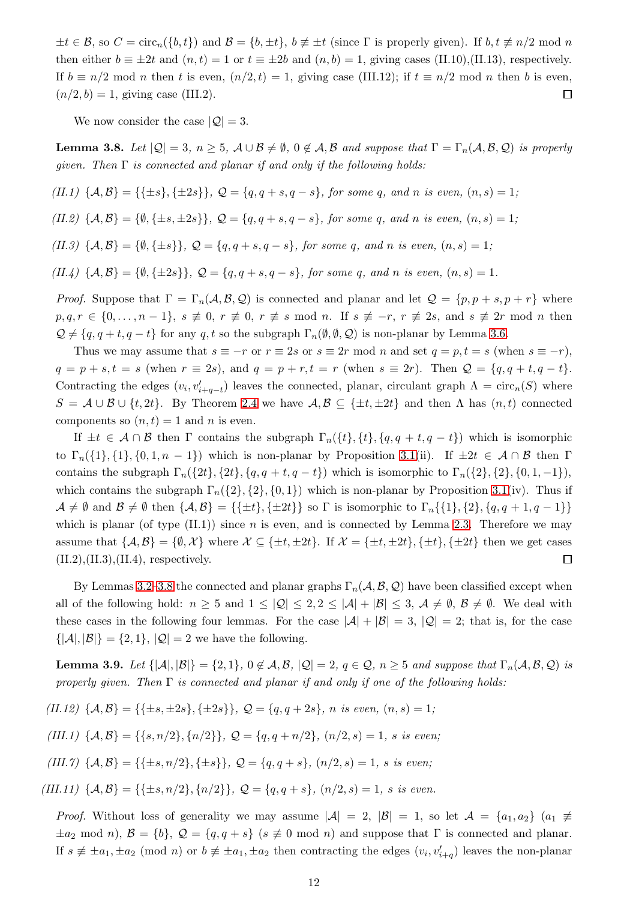$\pm t \in \mathcal{B}$, so $C = \mathrm{circ}_n(\{b,t\})$ and $\mathcal{B} = \{b, \pm t\}$, $b \not\equiv \pm t$ (since $\Gamma$ is properly given). If $b, t \not\equiv n/2 \bmod n$ then either $b \equiv \pm 2t$ and $(n,t) = 1$ or $t \equiv \pm 2b$ and $(n,b) = 1$, giving cases (II.10),(II.13), respectively. If $b \equiv n/2 \bmod n$ then $t$ is even, $(n/2, t) = 1$, giving case (III.12); if $t \equiv n/2 \bmod n$ then $b$ is even, $(n/2, b) = 1$, giving case (III.2). $\square$

We now consider the case $|\mathcal{Q}| = 3$.

**Lemma 3.8.** *Let $|\mathcal{Q}| = 3$, $n \geq 5$, $\mathcal{A} \cup \mathcal{B} \neq \emptyset$, $0 \notin \mathcal{A}, \mathcal{B}$ and suppose that $\Gamma = \Gamma_n(\mathcal{A}, \mathcal{B}, \mathcal{Q})$ is properly given. Then $\Gamma$ is connected and planar if and only if the following holds:*

*(II.1) $\{\mathcal{A}, \mathcal{B}\} = \{\{\pm s\}, \{\pm 2s\}\}$, $\mathcal{Q} = \{q, q+s, q-s\}$, for some $q$, and $n$ is even, $(n,s) = 1$;*

*(II.2) $\{\mathcal{A}, \mathcal{B}\} = \{\emptyset, \{\pm s, \pm 2s\}\}$, $\mathcal{Q} = \{q, q+s, q-s\}$, for some $q$, and $n$ is even, $(n,s) = 1$;*

*(II.3) $\{\mathcal{A}, \mathcal{B}\} = \{\emptyset, \{\pm s\}\}$, $\mathcal{Q} = \{q, q+s, q-s\}$, for some $q$, and $n$ is even, $(n,s) = 1$;*

*(II.4) $\{\mathcal{A}, \mathcal{B}\} = \{\emptyset, \{\pm 2s\}\}$, $\mathcal{Q} = \{q, q+s, q-s\}$, for some $q$, and $n$ is even, $(n,s) = 1$.*

*Proof.* Suppose that $\Gamma = \Gamma_n(\mathcal{A}, \mathcal{B}, \mathcal{Q})$ is connected and planar and let $\mathcal{Q} = \{p, p+s, p+r\}$ where $p, q, r \in \{0, \ldots, n-1\}$, $s \not\equiv 0$, $r \not\equiv 0$, $r \not\equiv s \bmod n$. If $s \not\equiv -r$, $r \not\equiv 2s$, and $s \not\equiv 2r \bmod n$ then $\mathcal{Q} \neq \{q, q+t, q-t\}$ for any $q, t$ so the subgraph $\Gamma_n(\emptyset, \emptyset, \mathcal{Q})$ is non-planar by Lemma 3.6.

Thus we may assume that $s \equiv -r$ or $r \equiv 2s$ or $s \equiv 2r \bmod n$ and set $q = p, t = s$ (when $s \equiv -r$), $q = p+s, t = s$ (when $r \equiv 2s$), and $q = p+r, t = r$ (when $s \equiv 2r$). Then $\mathcal{Q} = \{q, q+t, q-t\}$. Contracting the edges $(v_i, v'_{i+q-t})$ leaves the connected, planar, circulant graph $\Lambda = \mathrm{circ}_n(S)$ where $S = \mathcal{A} \cup \mathcal{B} \cup \{t, 2t\}$. By Theorem 2.4 we have $\mathcal{A}, \mathcal{B} \subseteq \{\pm t, \pm 2t\}$ and then $\Lambda$ has $(n,t)$ connected components so $(n,t) = 1$ and $n$ is even.

If $\pm t \in \mathcal{A} \cap \mathcal{B}$ then $\Gamma$ contains the subgraph $\Gamma_n(\{t\}, \{t\}, \{q, q+t, q-t\})$ which is isomorphic to $\Gamma_n(\{1\}, \{1\}, \{0, 1, n-1\})$ which is non-planar by Proposition 3.1(ii). If $\pm 2t \in \mathcal{A} \cap \mathcal{B}$ then $\Gamma$ contains the subgraph $\Gamma_n(\{2t\}, \{2t\}, \{q, q+t, q-t\})$ which is isomorphic to $\Gamma_n(\{2\}, \{2\}, \{0, 1, -1\})$, which contains the subgraph $\Gamma_n(\{2\}, \{2\}, \{0, 1\})$ which is non-planar by Proposition 3.1(iv). Thus if $\mathcal{A} \neq \emptyset$ and $\mathcal{B} \neq \emptyset$ then $\{\mathcal{A}, \mathcal{B}\} = \{\{\pm t\}, \{\pm 2t\}\}$ so $\Gamma$ is isomorphic to $\Gamma_n\{\{1\}, \{2\}, \{q, q+1, q-1\}\}$ which is planar (of type (II.1)) since $n$ is even, and is connected by Lemma 2.3. Therefore we may assume that $\{\mathcal{A}, \mathcal{B}\} = \{\emptyset, \mathcal{X}\}$ where $\mathcal{X} \subseteq \{\pm t, \pm 2t\}$. If $\mathcal{X} = \{\pm t, \pm 2t\}, \{\pm t\}, \{\pm 2t\}$ then we get cases (II.2),(II.3),(II.4), respectively. $\square$

By Lemmas 3.2–3.8 the connected and planar graphs $\Gamma_n(\mathcal{A}, \mathcal{B}, \mathcal{Q})$ have been classified except when all of the following hold: $n \geq 5$ and $1 \leq |\mathcal{Q}| \leq 2, 2 \leq |\mathcal{A}| + |\mathcal{B}| \leq 3$, $\mathcal{A} \neq \emptyset$, $\mathcal{B} \neq \emptyset$. We deal with these cases in the following four lemmas. For the case $|\mathcal{A}| + |\mathcal{B}| = 3$, $|\mathcal{Q}| = 2$; that is, for the case $\{|\mathcal{A}|, |\mathcal{B}|\} = \{2, 1\}$, $|\mathcal{Q}| = 2$ we have the following.

**Lemma 3.9.** *Let $\{|\mathcal{A}|, |\mathcal{B}|\} = \{2, 1\}$, $0 \notin \mathcal{A}, \mathcal{B}$, $|\mathcal{Q}| = 2$, $q \in \mathcal{Q}$, $n \geq 5$ and suppose that $\Gamma_n(\mathcal{A}, \mathcal{B}, \mathcal{Q})$ is properly given. Then $\Gamma$ is connected and planar if and only if one of the following holds:*

*(II.12) $\{\mathcal{A}, \mathcal{B}\} = \{\{\pm s, \pm 2s\}, \{\pm 2s\}\}$, $\mathcal{Q} = \{q, q+2s\}$, $n$ is even, $(n,s) = 1$;*

*(III.1) $\{\mathcal{A}, \mathcal{B}\} = \{\{s, n/2\}, \{n/2\}\}$, $\mathcal{Q} = \{q, q+n/2\}$, $(n/2, s) = 1$, $s$ is even;*

*(III.7) $\{\mathcal{A}, \mathcal{B}\} = \{\{\pm s, n/2\}, \{\pm s\}\}$, $\mathcal{Q} = \{q, q+s\}$, $(n/2, s) = 1$, $s$ is even;*

*(III.11) $\{\mathcal{A}, \mathcal{B}\} = \{\{\pm s, n/2\}, \{n/2\}\}$, $\mathcal{Q} = \{q, q+s\}$, $(n/2, s) = 1$, $s$ is even.*

*Proof.* Without loss of generality we may assume $|\mathcal{A}| = 2$, $|\mathcal{B}| = 1$, so let $\mathcal{A} = \{a_1, a_2\}$ ($a_1 \not\equiv \pm a_2 \bmod n$), $\mathcal{B} = \{b\}$, $\mathcal{Q} = \{q, q+s\}$ ($s \not\equiv 0 \bmod n$) and suppose that $\Gamma$ is connected and planar. If $s \not\equiv \pm a_1, \pm a_2 \pmod n$ or $b \not\equiv \pm a_1, \pm a_2$ then contracting the edges $(v_i, v'_{i+q})$ leaves the non-planar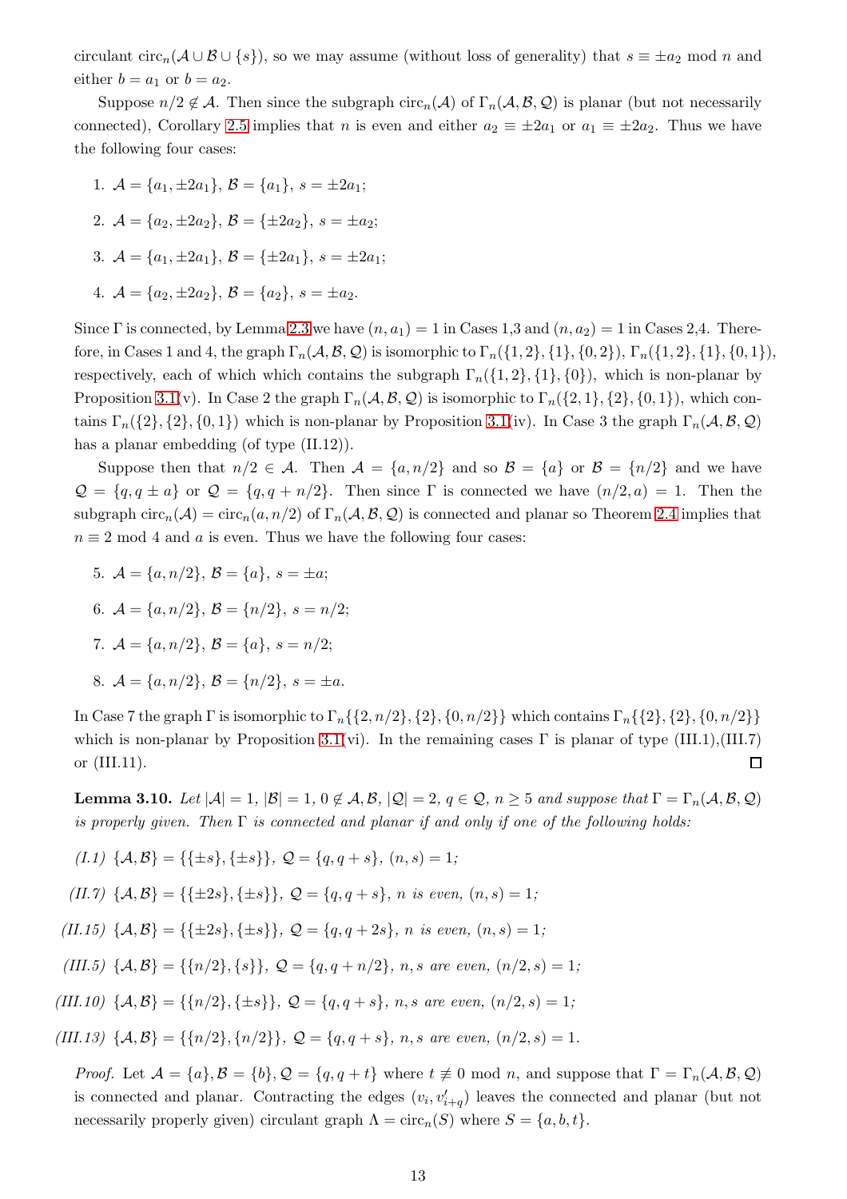circulant $\mathrm{circ}_n(\mathcal{A} \cup \mathcal{B} \cup \{s\})$, so we may assume (without loss of generality) that $s \equiv \pm a_2$ mod $n$ and either $b = a_1$ or $b = a_2$.

Suppose $n/2 \notin \mathcal{A}$. Then since the subgraph $\mathrm{circ}_n(\mathcal{A})$ of $\Gamma_n(\mathcal{A}, \mathcal{B}, \mathcal{Q})$ is planar (but not necessarily connected), Corollary 2.5 implies that $n$ is even and either $a_2 \equiv \pm 2a_1$ or $a_1 \equiv \pm 2a_2$. Thus we have the following four cases:

1. $\mathcal{A} = \{a_1, \pm 2a_1\}$, $\mathcal{B} = \{a_1\}$, $s = \pm 2a_1$;
2. $\mathcal{A} = \{a_2, \pm 2a_2\}$, $\mathcal{B} = \{\pm 2a_2\}$, $s = \pm a_2$;
3. $\mathcal{A} = \{a_1, \pm 2a_1\}$, $\mathcal{B} = \{\pm 2a_1\}$, $s = \pm 2a_1$;
4. $\mathcal{A} = \{a_2, \pm 2a_2\}$, $\mathcal{B} = \{a_2\}$, $s = \pm a_2$.

Since $\Gamma$ is connected, by Lemma 2.3 we have $(n, a_1) = 1$ in Cases 1,3 and $(n, a_2) = 1$ in Cases 2,4. Therefore, in Cases 1 and 4, the graph $\Gamma_n(\mathcal{A}, \mathcal{B}, \mathcal{Q})$ is isomorphic to $\Gamma_n(\{1, 2\}, \{1\}, \{0, 2\})$, $\Gamma_n(\{1, 2\}, \{1\}, \{0, 1\})$, respectively, each of which which contains the subgraph $\Gamma_n(\{1, 2\}, \{1\}, \{0\})$, which is non-planar by Proposition 3.1(v). In Case 2 the graph $\Gamma_n(\mathcal{A}, \mathcal{B}, \mathcal{Q})$ is isomorphic to $\Gamma_n(\{2, 1\}, \{2\}, \{0, 1\})$, which contains $\Gamma_n(\{2\}, \{2\}, \{0, 1\})$ which is non-planar by Proposition 3.1(iv). In Case 3 the graph $\Gamma_n(\mathcal{A}, \mathcal{B}, \mathcal{Q})$ has a planar embedding (of type (II.12)).

Suppose then that $n/2 \in \mathcal{A}$. Then $\mathcal{A} = \{a, n/2\}$ and so $\mathcal{B} = \{a\}$ or $\mathcal{B} = \{n/2\}$ and we have $\mathcal{Q} = \{q, q \pm a\}$ or $\mathcal{Q} = \{q, q + n/2\}$. Then since $\Gamma$ is connected we have $(n/2, a) = 1$. Then the subgraph $\mathrm{circ}_n(\mathcal{A}) = \mathrm{circ}_n(a, n/2)$ of $\Gamma_n(\mathcal{A}, \mathcal{B}, \mathcal{Q})$ is connected and planar so Theorem 2.4 implies that $n \equiv 2$ mod 4 and $a$ is even. Thus we have the following four cases:

5. $\mathcal{A} = \{a, n/2\}$, $\mathcal{B} = \{a\}$, $s = \pm a$;
6. $\mathcal{A} = \{a, n/2\}$, $\mathcal{B} = \{n/2\}$, $s = n/2$;
7. $\mathcal{A} = \{a, n/2\}$, $\mathcal{B} = \{a\}$, $s = n/2$;
8. $\mathcal{A} = \{a, n/2\}$, $\mathcal{B} = \{n/2\}$, $s = \pm a$.

In Case 7 the graph $\Gamma$ is isomorphic to $\Gamma_n\{\{2, n/2\}, \{2\}, \{0, n/2\}\}$ which contains $\Gamma_n\{\{2\}, \{2\}, \{0, n/2\}\}$ which is non-planar by Proposition 3.1(vi). In the remaining cases $\Gamma$ is planar of type (III.1),(III.7) or (III.11). □

**Lemma 3.10.** *Let $|\mathcal{A}| = 1$, $|\mathcal{B}| = 1$, $0 \notin \mathcal{A}, \mathcal{B}$, $|\mathcal{Q}| = 2$, $q \in \mathcal{Q}$, $n \geq 5$ and suppose that $\Gamma = \Gamma_n(\mathcal{A}, \mathcal{B}, \mathcal{Q})$ is properly given. Then $\Gamma$ is connected and planar if and only if one of the following holds:*

*(I.1)* $\{\mathcal{A}, \mathcal{B}\} = \{\{\pm s\}, \{\pm s\}\}$, $\mathcal{Q} = \{q, q + s\}$, $(n, s) = 1$;

*(II.7)* $\{\mathcal{A}, \mathcal{B}\} = \{\{\pm 2s\}, \{\pm s\}\}$, $\mathcal{Q} = \{q, q + s\}$, *$n$ is even,* $(n, s) = 1$;

*(II.15)* $\{\mathcal{A}, \mathcal{B}\} = \{\{\pm 2s\}, \{\pm s\}\}$, $\mathcal{Q} = \{q, q + 2s\}$, *$n$ is even,* $(n, s) = 1$;

*(III.5)* $\{\mathcal{A}, \mathcal{B}\} = \{\{n/2\}, \{s\}\}$, $\mathcal{Q} = \{q, q + n/2\}$, *$n, s$ are even,* $(n/2, s) = 1$;

*(III.10)* $\{\mathcal{A}, \mathcal{B}\} = \{\{n/2\}, \{\pm s\}\}$, $\mathcal{Q} = \{q, q + s\}$, *$n, s$ are even,* $(n/2, s) = 1$;

*(III.13)* $\{\mathcal{A}, \mathcal{B}\} = \{\{n/2\}, \{n/2\}\}$, $\mathcal{Q} = \{q, q + s\}$, *$n, s$ are even,* $(n/2, s) = 1$.

*Proof.* Let $\mathcal{A} = \{a\}, \mathcal{B} = \{b\}, \mathcal{Q} = \{q, q + t\}$ where $t \not\equiv 0$ mod $n$, and suppose that $\Gamma = \Gamma_n(\mathcal{A}, \mathcal{B}, \mathcal{Q})$ is connected and planar. Contracting the edges $(v_i, v'_{i+q})$ leaves the connected and planar (but not necessarily properly given) circulant graph $\Lambda = \mathrm{circ}_n(S)$ where $S = \{a, b, t\}$.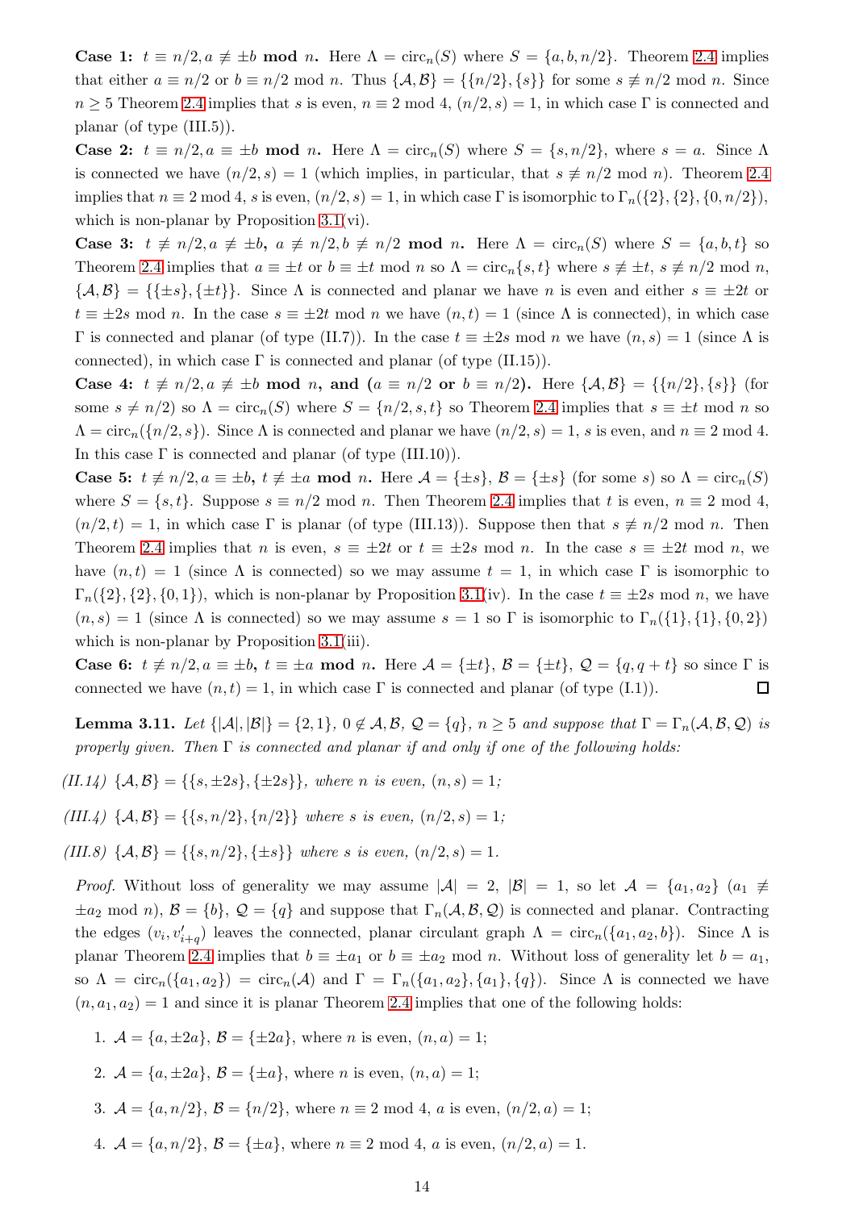**Case 1: $t \equiv n/2, a \not\equiv \pm b$ mod $n$.** Here $\Lambda = \mathrm{circ}_n(S)$ where $S = \{a, b, n/2\}$. Theorem 2.4 implies that either $a \equiv n/2$ or $b \equiv n/2$ mod $n$. Thus $\{\mathcal{A}, \mathcal{B}\} = \{\{n/2\}, \{s\}\}$ for some $s \not\equiv n/2$ mod $n$. Since $n \geq 5$ Theorem 2.4 implies that $s$ is even, $n \equiv 2$ mod 4, $(n/2, s) = 1$, in which case $\Gamma$ is connected and planar (of type (III.5)).

**Case 2: $t \equiv n/2, a \equiv \pm b$ mod $n$.** Here $\Lambda = \mathrm{circ}_n(S)$ where $S = \{s, n/2\}$, where $s = a$. Since $\Lambda$ is connected we have $(n/2, s) = 1$ (which implies, in particular, that $s \not\equiv n/2$ mod $n$). Theorem 2.4 implies that $n \equiv 2$ mod 4, $s$ is even, $(n/2, s) = 1$, in which case $\Gamma$ is isomorphic to $\Gamma_n(\{2\}, \{2\}, \{0, n/2\})$, which is non-planar by Proposition 3.1(vi).

**Case 3: $t \not\equiv n/2, a \not\equiv \pm b$, $a \not\equiv n/2, b \not\equiv n/2$ mod $n$.** Here $\Lambda = \mathrm{circ}_n(S)$ where $S = \{a, b, t\}$ so Theorem 2.4 implies that $a \equiv \pm t$ or $b \equiv \pm t$ mod $n$ so $\Lambda = \mathrm{circ}_n\{s, t\}$ where $s \not\equiv \pm t$, $s \not\equiv n/2$ mod $n$, $\{\mathcal{A}, \mathcal{B}\} = \{\{\pm s\}, \{\pm t\}\}$. Since $\Lambda$ is connected and planar we have $n$ is even and either $s \equiv \pm 2t$ or $t \equiv \pm 2s$ mod $n$. In the case $s \equiv \pm 2t$ mod $n$ we have $(n, t) = 1$ (since $\Lambda$ is connected), in which case $\Gamma$ is connected and planar (of type (II.7)). In the case $t \equiv \pm 2s$ mod $n$ we have $(n, s) = 1$ (since $\Lambda$ is connected), in which case $\Gamma$ is connected and planar (of type (II.15)).

**Case 4: $t \not\equiv n/2, a \not\equiv \pm b$ mod $n$, and ($a \equiv n/2$ or $b \equiv n/2$).** Here $\{\mathcal{A}, \mathcal{B}\} = \{\{n/2\}, \{s\}\}$ (for some $s \neq n/2$) so $\Lambda = \mathrm{circ}_n(S)$ where $S = \{n/2, s, t\}$ so Theorem 2.4 implies that $s \equiv \pm t$ mod $n$ so $\Lambda = \mathrm{circ}_n(\{n/2, s\})$. Since $\Lambda$ is connected and planar we have $(n/2, s) = 1$, $s$ is even, and $n \equiv 2$ mod 4. In this case $\Gamma$ is connected and planar (of type (III.10)).

**Case 5: $t \not\equiv n/2, a \equiv \pm b$, $t \not\equiv \pm a$ mod $n$.** Here $\mathcal{A} = \{\pm s\}$, $\mathcal{B} = \{\pm s\}$ (for some $s$) so $\Lambda = \mathrm{circ}_n(S)$ where $S = \{s, t\}$. Suppose $s \equiv n/2$ mod $n$. Then Theorem 2.4 implies that $t$ is even, $n \equiv 2$ mod 4, $(n/2, t) = 1$, in which case $\Gamma$ is planar (of type (III.13)). Suppose then that $s \not\equiv n/2$ mod $n$. Then Theorem 2.4 implies that $n$ is even, $s \equiv \pm 2t$ or $t \equiv \pm 2s$ mod $n$. In the case $s \equiv \pm 2t$ mod $n$, we have $(n, t) = 1$ (since $\Lambda$ is connected) so we may assume $t = 1$, in which case $\Gamma$ is isomorphic to $\Gamma_n(\{2\}, \{2\}, \{0, 1\})$, which is non-planar by Proposition 3.1(iv). In the case $t \equiv \pm 2s$ mod $n$, we have $(n, s) = 1$ (since $\Lambda$ is connected) so we may assume $s = 1$ so $\Gamma$ is isomorphic to $\Gamma_n(\{1\}, \{1\}, \{0, 2\})$ which is non-planar by Proposition 3.1(iii).

**Case 6: $t \not\equiv n/2, a \equiv \pm b$, $t \equiv \pm a$ mod $n$.** Here $\mathcal{A} = \{\pm t\}$, $\mathcal{B} = \{\pm t\}$, $\mathcal{Q} = \{q, q+t\}$ so since $\Gamma$ is connected we have $(n, t) = 1$, in which case $\Gamma$ is connected and planar (of type (I.1)). $\square$

**Lemma 3.11.** *Let $\{|\mathcal{A}|, |\mathcal{B}|\} = \{2, 1\}$, $0 \notin \mathcal{A}, \mathcal{B}$, $\mathcal{Q} = \{q\}$, $n \geq 5$ and suppose that $\Gamma = \Gamma_n(\mathcal{A}, \mathcal{B}, \mathcal{Q})$ is properly given. Then $\Gamma$ is connected and planar if and only if one of the following holds:*

*(II.14) $\{\mathcal{A}, \mathcal{B}\} = \{\{s, \pm 2s\}, \{\pm 2s\}\}$, where $n$ is even, $(n, s) = 1$;*

*(III.4) $\{\mathcal{A}, \mathcal{B}\} = \{\{s, n/2\}, \{n/2\}\}$ where $s$ is even, $(n/2, s) = 1$;*

*(III.8) $\{\mathcal{A}, \mathcal{B}\} = \{\{s, n/2\}, \{\pm s\}\}$ where $s$ is even, $(n/2, s) = 1$.*

*Proof.* Without loss of generality we may assume $|\mathcal{A}| = 2$, $|\mathcal{B}| = 1$, so let $\mathcal{A} = \{a_1, a_2\}$ ($a_1 \not\equiv \pm a_2$ mod $n$), $\mathcal{B} = \{b\}$, $\mathcal{Q} = \{q\}$ and suppose that $\Gamma_n(\mathcal{A}, \mathcal{B}, \mathcal{Q})$ is connected and planar. Contracting the edges $(v_i, v'_{i+q})$ leaves the connected, planar circulant graph $\Lambda = \mathrm{circ}_n(\{a_1, a_2, b\})$. Since $\Lambda$ is planar Theorem 2.4 implies that $b \equiv \pm a_1$ or $b \equiv \pm a_2$ mod $n$. Without loss of generality let $b = a_1$, so $\Lambda = \mathrm{circ}_n(\{a_1, a_2\}) = \mathrm{circ}_n(\mathcal{A})$ and $\Gamma = \Gamma_n(\{a_1, a_2\}, \{a_1\}, \{q\})$. Since $\Lambda$ is connected we have $(n, a_1, a_2) = 1$ and since it is planar Theorem 2.4 implies that one of the following holds:

1. $\mathcal{A} = \{a, \pm 2a\}$, $\mathcal{B} = \{\pm 2a\}$, where $n$ is even, $(n, a) = 1$;
2. $\mathcal{A} = \{a, \pm 2a\}$, $\mathcal{B} = \{\pm a\}$, where $n$ is even, $(n, a) = 1$;
3. $\mathcal{A} = \{a, n/2\}$, $\mathcal{B} = \{n/2\}$, where $n \equiv 2$ mod 4, $a$ is even, $(n/2, a) = 1$;
4. $\mathcal{A} = \{a, n/2\}$, $\mathcal{B} = \{\pm a\}$, where $n \equiv 2$ mod 4, $a$ is even, $(n/2, a) = 1$.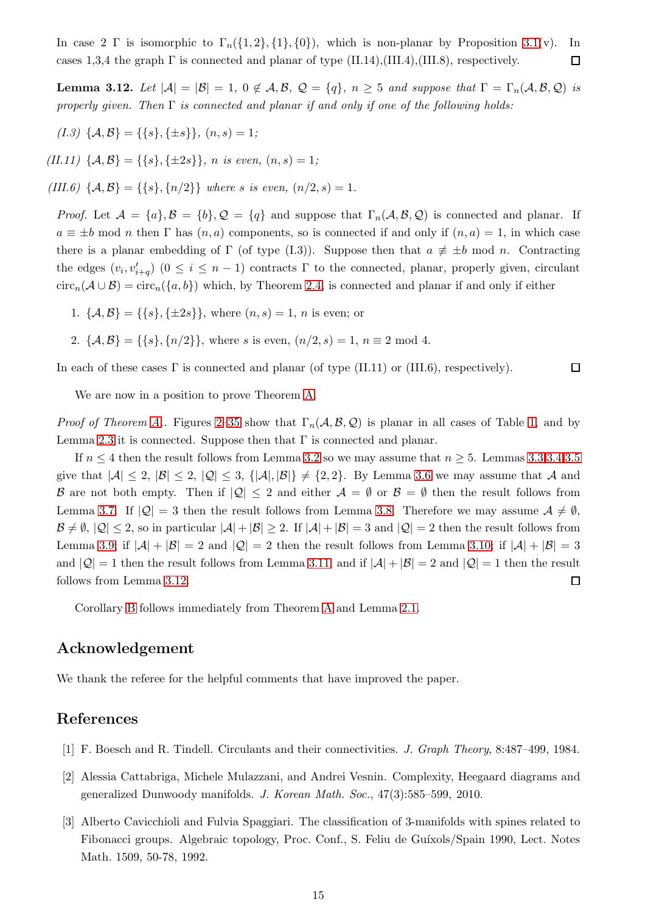In case 2 $\Gamma$ is isomorphic to $\Gamma_n(\{1,2\},\{1\},\{0\})$, which is non-planar by Proposition 3.1(v). In cases 1,3,4 the graph $\Gamma$ is connected and planar of type (II.14),(III.4),(III.8), respectively. □

**Lemma 3.12.** *Let $|\mathcal{A}| = |\mathcal{B}| = 1$, $0 \notin \mathcal{A},\mathcal{B}$, $\mathcal{Q} = \{q\}$, $n \geq 5$ and suppose that $\Gamma = \Gamma_n(\mathcal{A},\mathcal{B},\mathcal{Q})$ is properly given. Then $\Gamma$ is connected and planar if and only if one of the following holds:*

*(I.3)* $\{\mathcal{A},\mathcal{B}\} = \{\{s\},\{\pm s\}\}$, $(n,s) = 1$;

*(II.11)* $\{\mathcal{A},\mathcal{B}\} = \{\{s\},\{\pm 2s\}\}$, *$n$ is even,* $(n,s) = 1$;

*(III.6)* $\{\mathcal{A},\mathcal{B}\} = \{\{s\},\{n/2\}\}$ *where $s$ is even,* $(n/2,s) = 1$.

*Proof.* Let $\mathcal{A} = \{a\},\mathcal{B} = \{b\},\mathcal{Q} = \{q\}$ and suppose that $\Gamma_n(\mathcal{A},\mathcal{B},\mathcal{Q})$ is connected and planar. If $a \equiv \pm b \bmod n$ then $\Gamma$ has $(n,a)$ components, so is connected if and only if $(n,a) = 1$, in which case there is a planar embedding of $\Gamma$ (of type (I.3)). Suppose then that $a \not\equiv \pm b \bmod n$. Contracting the edges $(v_i, v'_{i+q})$ $(0 \leq i \leq n-1)$ contracts $\Gamma$ to the connected, planar, properly given, circulant $\mathrm{circ}_n(\mathcal{A} \cup \mathcal{B}) = \mathrm{circ}_n(\{a,b\})$ which, by Theorem 2.4, is connected and planar if and only if either

1. $\{\mathcal{A},\mathcal{B}\} = \{\{s\},\{\pm 2s\}\}$, where $(n,s) = 1$, $n$ is even; or
2. $\{\mathcal{A},\mathcal{B}\} = \{\{s\},\{n/2\}\}$, where $s$ is even, $(n/2,s) = 1$, $n \equiv 2 \bmod 4$.

In each of these cases $\Gamma$ is connected and planar (of type (II.11) or (III.6), respectively). □

We are now in a position to prove Theorem A.

*Proof of Theorem A.*. Figures 2–35 show that $\Gamma_n(\mathcal{A},\mathcal{B},\mathcal{Q})$ is planar in all cases of Table 1, and by Lemma 2.3 it is connected. Suppose then that $\Gamma$ is connected and planar.

If $n \leq 4$ then the result follows from Lemma 3.2 so we may assume that $n \geq 5$. Lemmas 3.3,3.4,3.5 give that $|\mathcal{A}| \leq 2$, $|\mathcal{B}| \leq 2$, $|\mathcal{Q}| \leq 3$, $\{|\mathcal{A}|,|\mathcal{B}|\} \neq \{2,2\}$. By Lemma 3.6 we may assume that $\mathcal{A}$ and $\mathcal{B}$ are not both empty. Then if $|\mathcal{Q}| \leq 2$ and either $\mathcal{A} = \emptyset$ or $\mathcal{B} = \emptyset$ then the result follows from Lemma 3.7. If $|\mathcal{Q}| = 3$ then the result follows from Lemma 3.8. Therefore we may assume $\mathcal{A} \neq \emptyset$, $\mathcal{B} \neq \emptyset$, $|\mathcal{Q}| \leq 2$, so in particular $|\mathcal{A}| + |\mathcal{B}| \geq 2$. If $|\mathcal{A}| + |\mathcal{B}| = 3$ and $|\mathcal{Q}| = 2$ then the result follows from Lemma 3.9; if $|\mathcal{A}| + |\mathcal{B}| = 2$ and $|\mathcal{Q}| = 2$ then the result follows from Lemma 3.10; if $|\mathcal{A}| + |\mathcal{B}| = 3$ and $|\mathcal{Q}| = 1$ then the result follows from Lemma 3.11, and if $|\mathcal{A}| + |\mathcal{B}| = 2$ and $|\mathcal{Q}| = 1$ then the result follows from Lemma 3.12. □

Corollary B follows immediately from Theorem A and Lemma 2.1.

## Acknowledgement

We thank the referee for the helpful comments that have improved the paper.

## References

[1] F. Boesch and R. Tindell. Circulants and their connectivities. *J. Graph Theory*, 8:487–499, 1984.

[2] Alessia Cattabriga, Michele Mulazzani, and Andrei Vesnin. Complexity, Heegaard diagrams and generalized Dunwoody manifolds. *J. Korean Math. Soc.*, 47(3):585–599, 2010.

[3] Alberto Cavicchioli and Fulvia Spaggiari. The classification of 3-manifolds with spines related to Fibonacci groups. Algebraic topology, Proc. Conf., S. Feliu de Guíxols/Spain 1990, Lect. Notes Math. 1509, 50-78, 1992.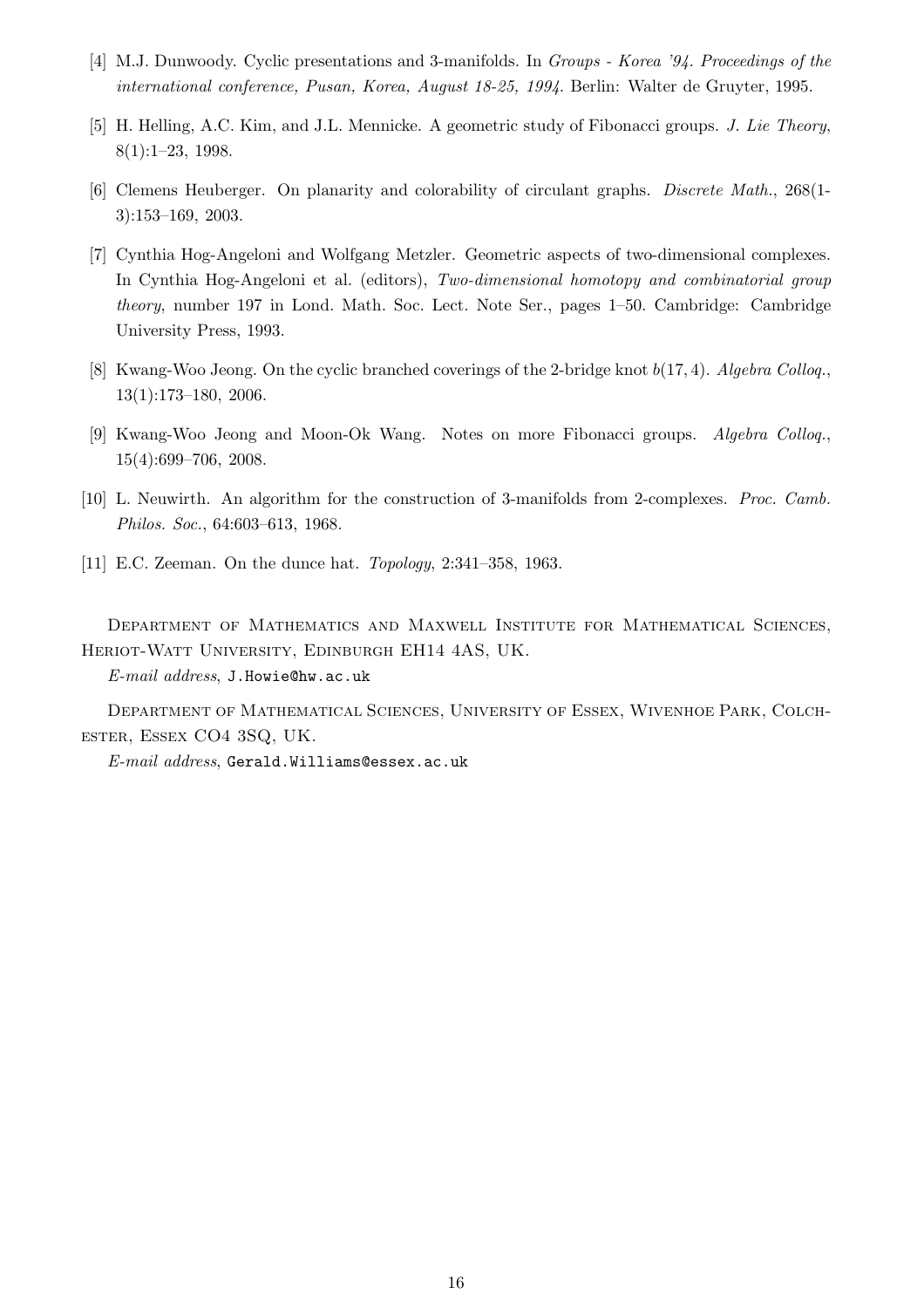[4] M.J. Dunwoody. Cyclic presentations and 3-manifolds. In *Groups - Korea '94. Proceedings of the international conference, Pusan, Korea, August 18-25, 1994*. Berlin: Walter de Gruyter, 1995.

[5] H. Helling, A.C. Kim, and J.L. Mennicke. A geometric study of Fibonacci groups. *J. Lie Theory*, 8(1):1–23, 1998.

[6] Clemens Heuberger. On planarity and colorability of circulant graphs. *Discrete Math.*, 268(1-3):153–169, 2003.

[7] Cynthia Hog-Angeloni and Wolfgang Metzler. Geometric aspects of two-dimensional complexes. In Cynthia Hog-Angeloni et al. (editors), *Two-dimensional homotopy and combinatorial group theory*, number 197 in Lond. Math. Soc. Lect. Note Ser., pages 1–50. Cambridge: Cambridge University Press, 1993.

[8] Kwang-Woo Jeong. On the cyclic branched coverings of the 2-bridge knot $b(17, 4)$. *Algebra Colloq.*, 13(1):173–180, 2006.

[9] Kwang-Woo Jeong and Moon-Ok Wang. Notes on more Fibonacci groups. *Algebra Colloq.*, 15(4):699–706, 2008.

[10] L. Neuwirth. An algorithm for the construction of 3-manifolds from 2-complexes. *Proc. Camb. Philos. Soc.*, 64:603–613, 1968.

[11] E.C. Zeeman. On the dunce hat. *Topology*, 2:341–358, 1963.

Department of Mathematics and Maxwell Institute for Mathematical Sciences, Heriot-Watt University, Edinburgh EH14 4AS, UK.

*E-mail address*, J.Howie@hw.ac.uk

Department of Mathematical Sciences, University of Essex, Wivenhoe Park, Colchester, Essex CO4 3SQ, UK.

*E-mail address*, Gerald.Williams@essex.ac.uk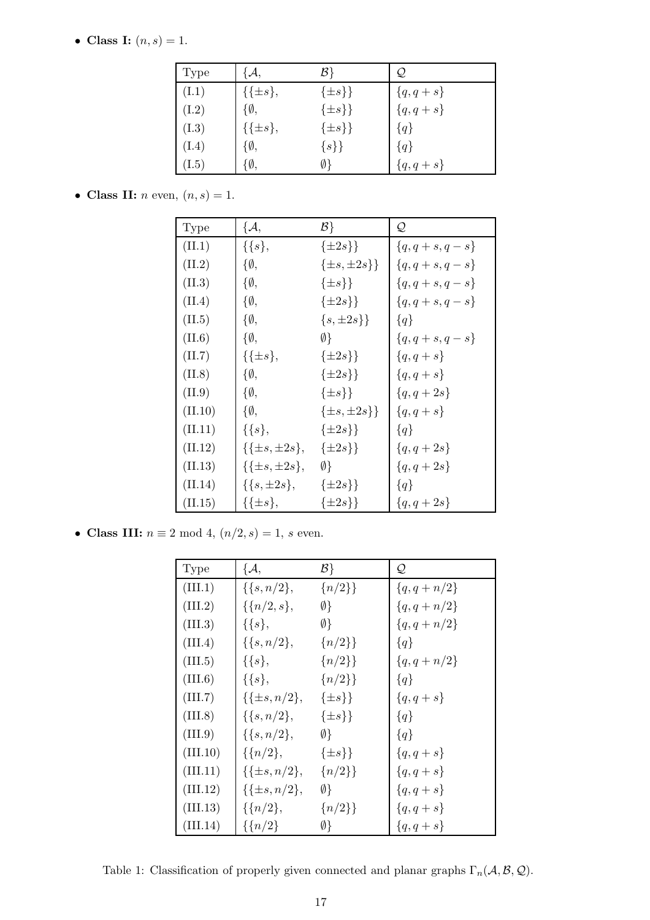- **Class I:** $(n, s) = 1$.

| Type | $\{\mathcal{A},$ | $\mathcal{B}\}$ | $\mathcal{Q}$ |
|---|---|---|---|
| (I.1) | $\{\{\pm s\},$ | $\{\pm s\}\}$ | $\{q, q+s\}$ |
| (I.2) | $\{\emptyset,$ | $\{\pm s\}\}$ | $\{q, q+s\}$ |
| (I.3) | $\{\{\pm s\},$ | $\{\pm s\}\}$ | $\{q\}$ |
| (I.4) | $\{\emptyset,$ | $\{s\}\}$ | $\{q\}$ |
| (I.5) | $\{\emptyset,$ | $\emptyset\}$ | $\{q, q+s\}$ |

- **Class II:** $n$ even, $(n, s) = 1$.

| Type | $\{\mathcal{A},$ | $\mathcal{B}\}$ | $\mathcal{Q}$ |
|---|---|---|---|
| (II.1) | $\{\{s\},$ | $\{\pm 2s\}\}$ | $\{q, q+s, q-s\}$ |
| (II.2) | $\{\emptyset,$ | $\{\pm s, \pm 2s\}\}$ | $\{q, q+s, q-s\}$ |
| (II.3) | $\{\emptyset,$ | $\{\pm s\}\}$ | $\{q, q+s, q-s\}$ |
| (II.4) | $\{\emptyset,$ | $\{\pm 2s\}\}$ | $\{q, q+s, q-s\}$ |
| (II.5) | $\{\emptyset,$ | $\{s, \pm 2s\}\}$ | $\{q\}$ |
| (II.6) | $\{\emptyset,$ | $\emptyset\}$ | $\{q, q+s, q-s\}$ |
| (II.7) | $\{\{\pm s\},$ | $\{\pm 2s\}\}$ | $\{q, q+s\}$ |
| (II.8) | $\{\emptyset,$ | $\{\pm 2s\}\}$ | $\{q, q+s\}$ |
| (II.9) | $\{\emptyset,$ | $\{\pm s\}\}$ | $\{q, q+2s\}$ |
| (II.10) | $\{\emptyset,$ | $\{\pm s, \pm 2s\}\}$ | $\{q, q+s\}$ |
| (II.11) | $\{\{s\},$ | $\{\pm 2s\}\}$ | $\{q\}$ |
| (II.12) | $\{\{\pm s, \pm 2s\},$ | $\{\pm 2s\}\}$ | $\{q, q+2s\}$ |
| (II.13) | $\{\{\pm s, \pm 2s\},$ | $\emptyset\}$ | $\{q, q+2s\}$ |
| (II.14) | $\{\{s, \pm 2s\},$ | $\{\pm 2s\}\}$ | $\{q\}$ |
| (II.15) | $\{\{\pm s\},$ | $\{\pm 2s\}\}$ | $\{q, q+2s\}$ |

- **Class III:** $n \equiv 2 \bmod 4$, $(n/2, s) = 1$, $s$ even.

| Type | $\{\mathcal{A},$ | $\mathcal{B}\}$ | $\mathcal{Q}$ |
|---|---|---|---|
| (III.1) | $\{\{s, n/2\},$ | $\{n/2\}\}$ | $\{q, q+n/2\}$ |
| (III.2) | $\{\{n/2, s\},$ | $\emptyset\}$ | $\{q, q+n/2\}$ |
| (III.3) | $\{\{s\},$ | $\emptyset\}$ | $\{q, q+n/2\}$ |
| (III.4) | $\{\{s, n/2\},$ | $\{n/2\}\}$ | $\{q\}$ |
| (III.5) | $\{\{s\},$ | $\{n/2\}\}$ | $\{q, q+n/2\}$ |
| (III.6) | $\{\{s\},$ | $\{n/2\}\}$ | $\{q\}$ |
| (III.7) | $\{\{\pm s, n/2\},$ | $\{\pm s\}\}$ | $\{q, q+s\}$ |
| (III.8) | $\{\{s, n/2\},$ | $\{\pm s\}\}$ | $\{q\}$ |
| (III.9) | $\{\{s, n/2\},$ | $\emptyset\}$ | $\{q\}$ |
| (III.10) | $\{\{n/2\},$ | $\{\pm s\}\}$ | $\{q, q+s\}$ |
| (III.11) | $\{\{\pm s, n/2\},$ | $\{n/2\}\}$ | $\{q, q+s\}$ |
| (III.12) | $\{\{\pm s, n/2\},$ | $\emptyset\}$ | $\{q, q+s\}$ |
| (III.13) | $\{\{n/2\},$ | $\{n/2\}\}$ | $\{q, q+s\}$ |
| (III.14) | $\{\{n/2\}$ | $\emptyset\}$ | $\{q, q+s\}$ |

Table 1: Classification of properly given connected and planar graphs $\Gamma_n(\mathcal{A}, \mathcal{B}, \mathcal{Q})$.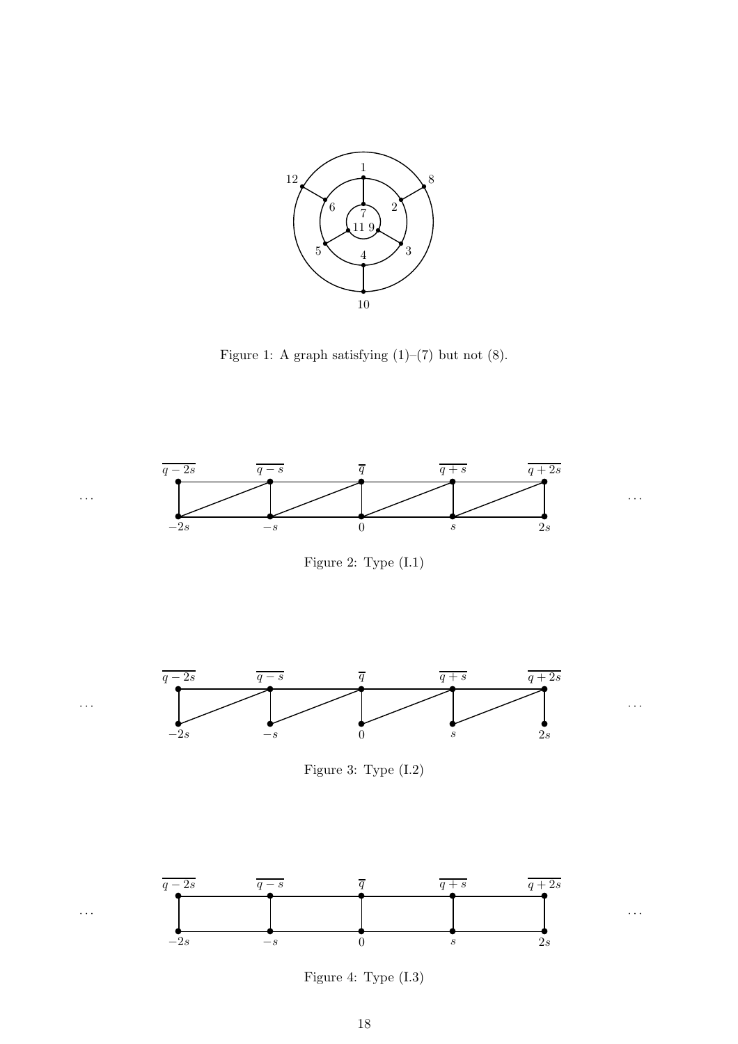Figure 1: A graph satisfying (1)–(7) but not (8).

Figure 2: Type (I.1)

Figure 3: Type (I.2)

Figure 4: Type (I.3)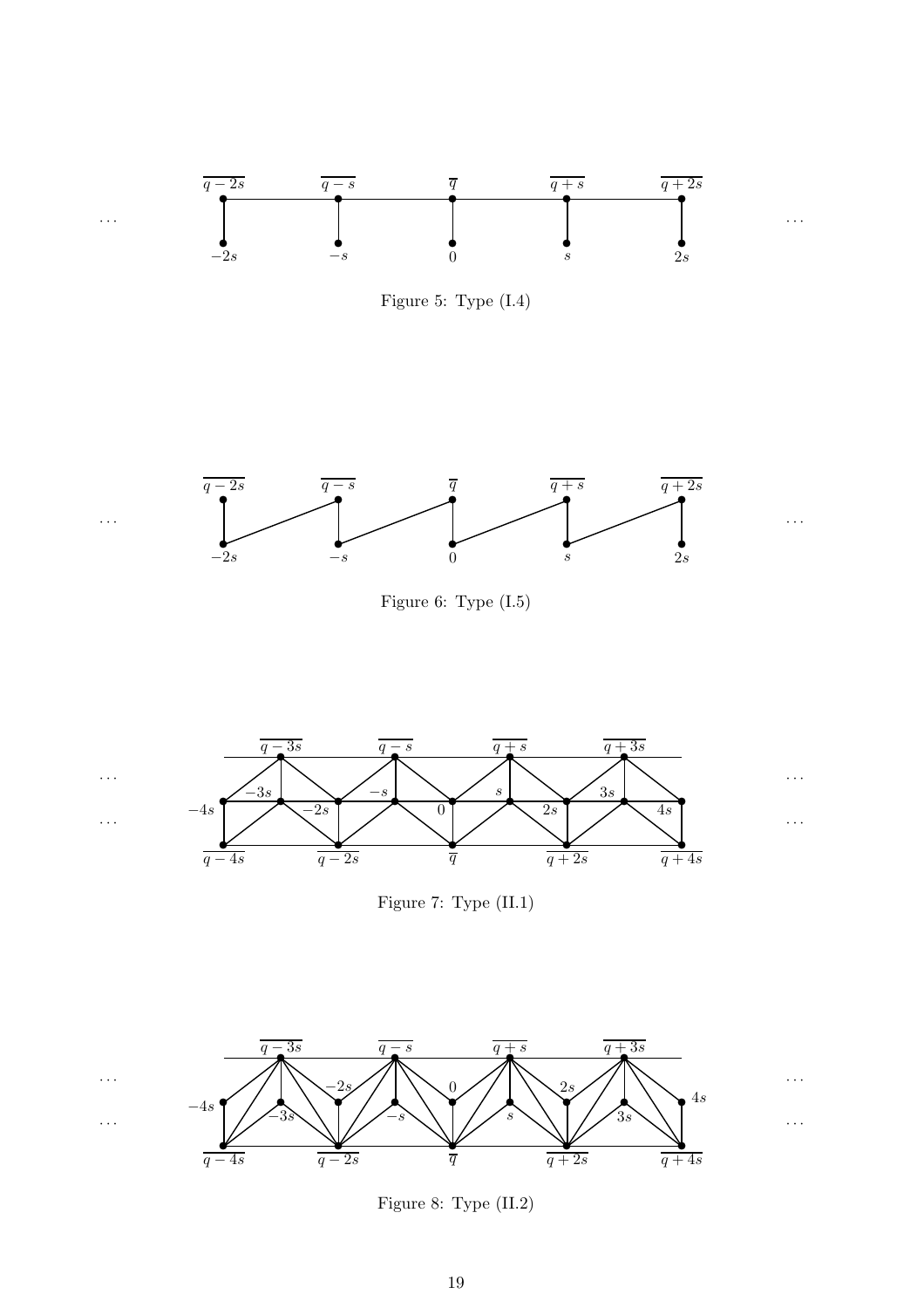Figure 5: Type (I.4)

Figure 6: Type (I.5)

Figure 7: Type (II.1)

Figure 8: Type (II.2)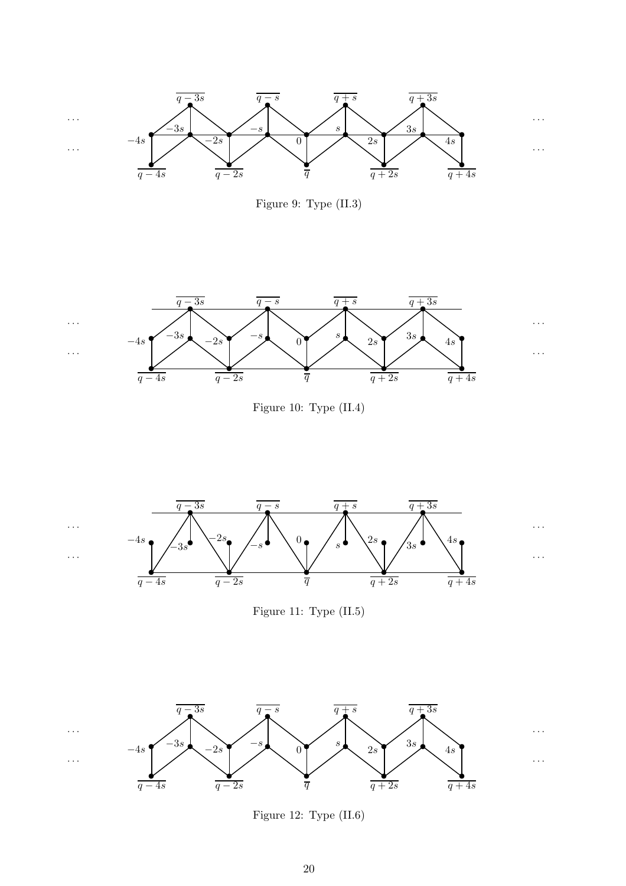Figure 9: Type (II.3)

Figure 10: Type (II.4)

Figure 11: Type (II.5)

Figure 12: Type (II.6)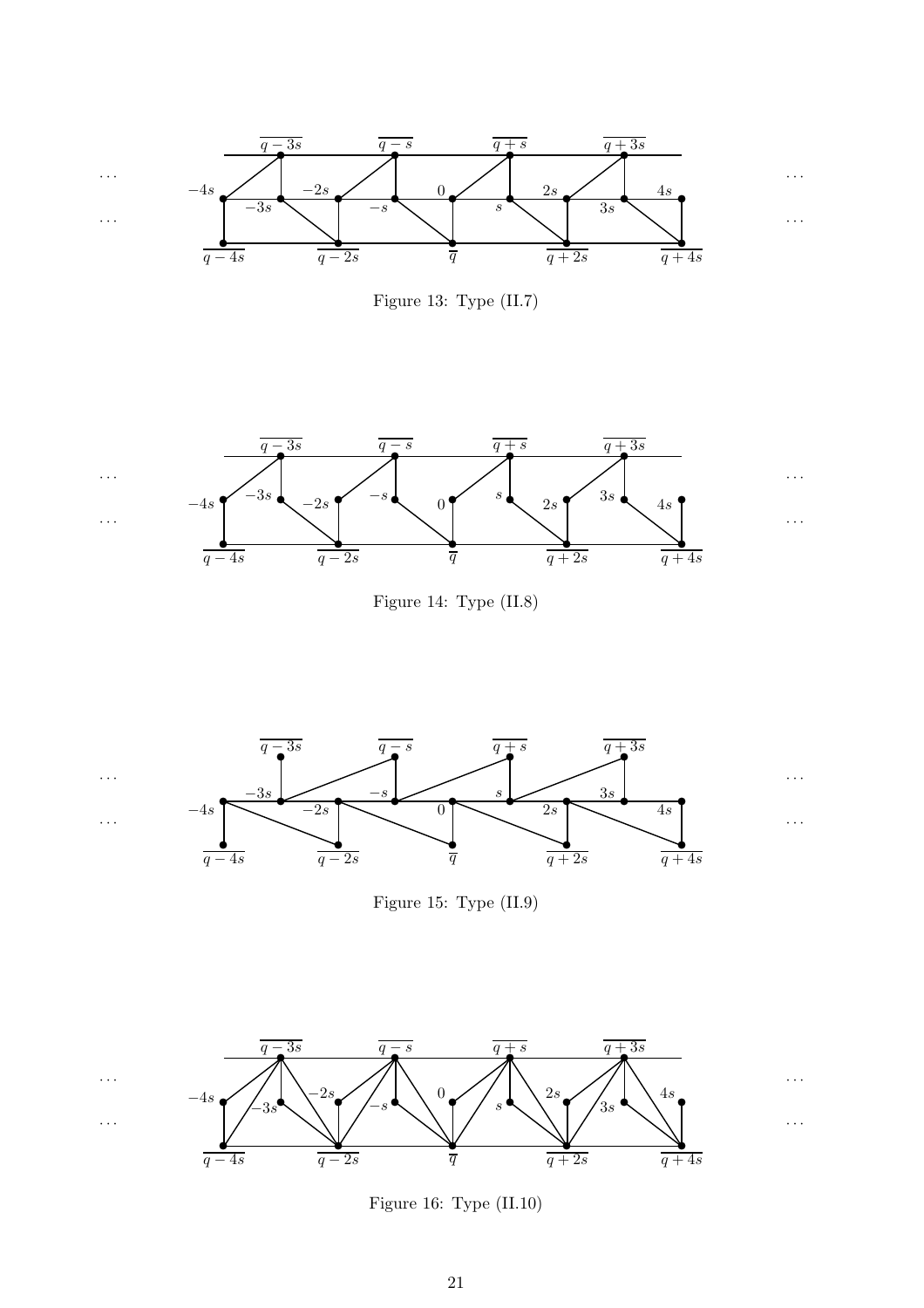Figure 13: Type (II.7)

Figure 14: Type (II.8)

Figure 15: Type (II.9)

Figure 16: Type (II.10)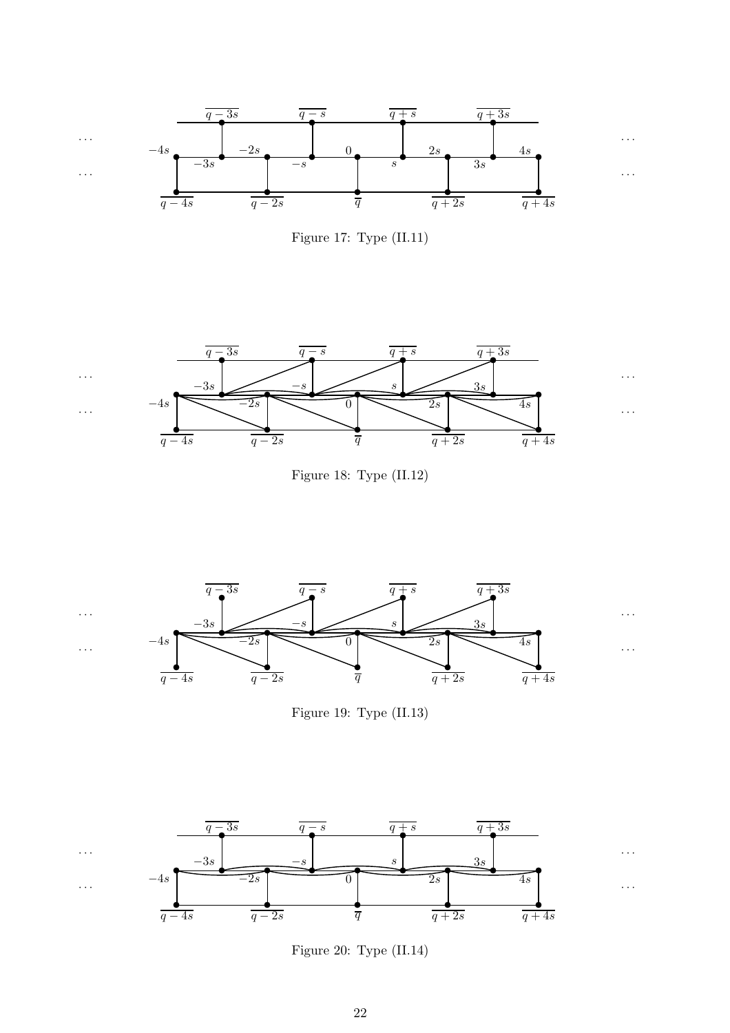Figure 17: Type (II.11)

Figure 18: Type (II.12)

Figure 19: Type (II.13)

Figure 20: Type (II.14)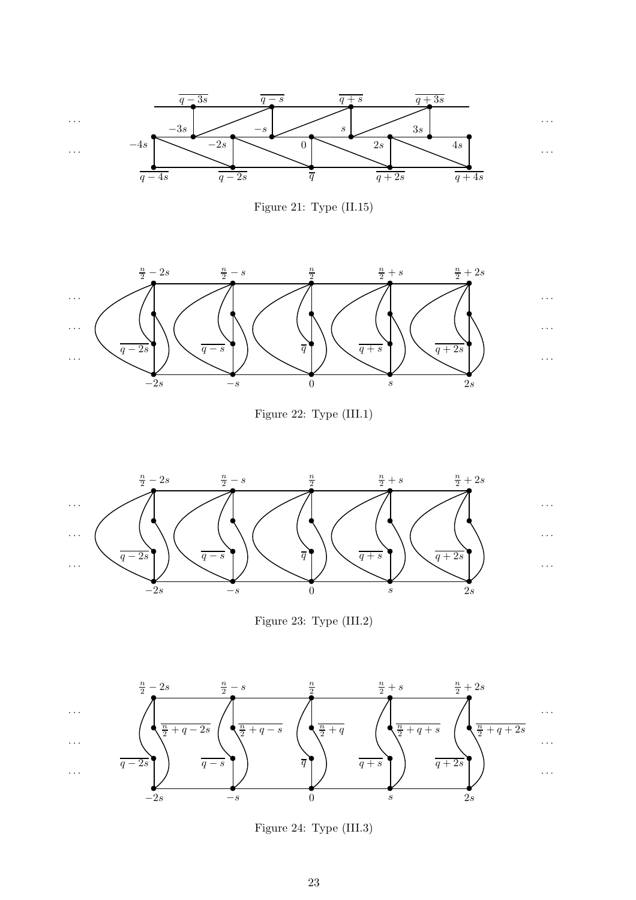Figure 21: Type (II.15)

Figure 22: Type (III.1)

Figure 23: Type (III.2)

Figure 24: Type (III.3)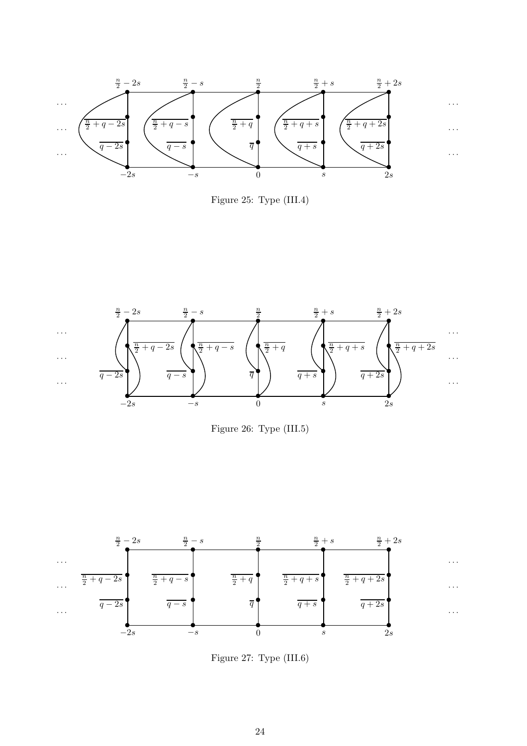Figure 25: Type (III.4)

Figure 26: Type (III.5)

Figure 27: Type (III.6)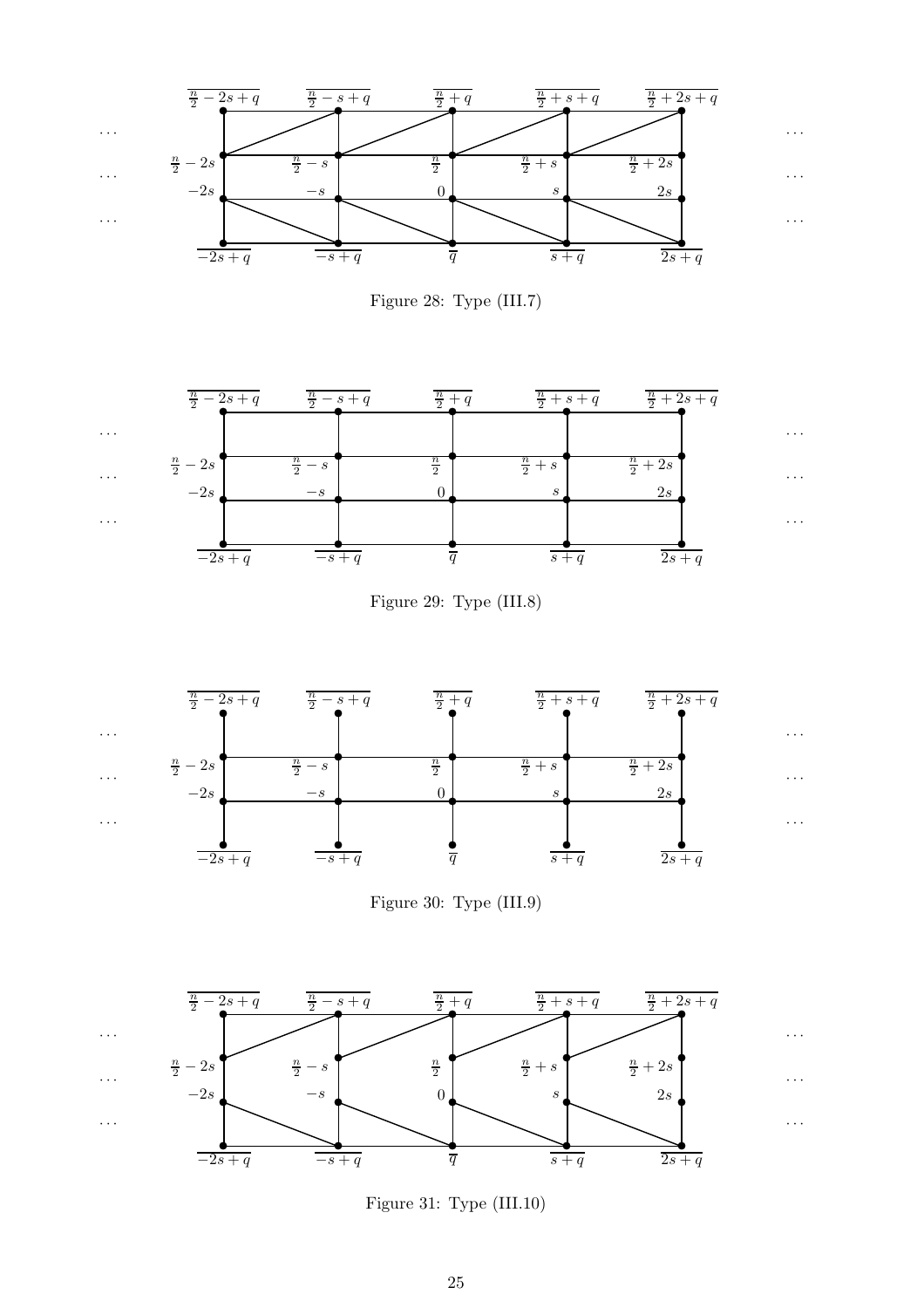Figure 28: Type (III.7)

Figure 29: Type (III.8)

Figure 30: Type (III.9)

Figure 31: Type (III.10)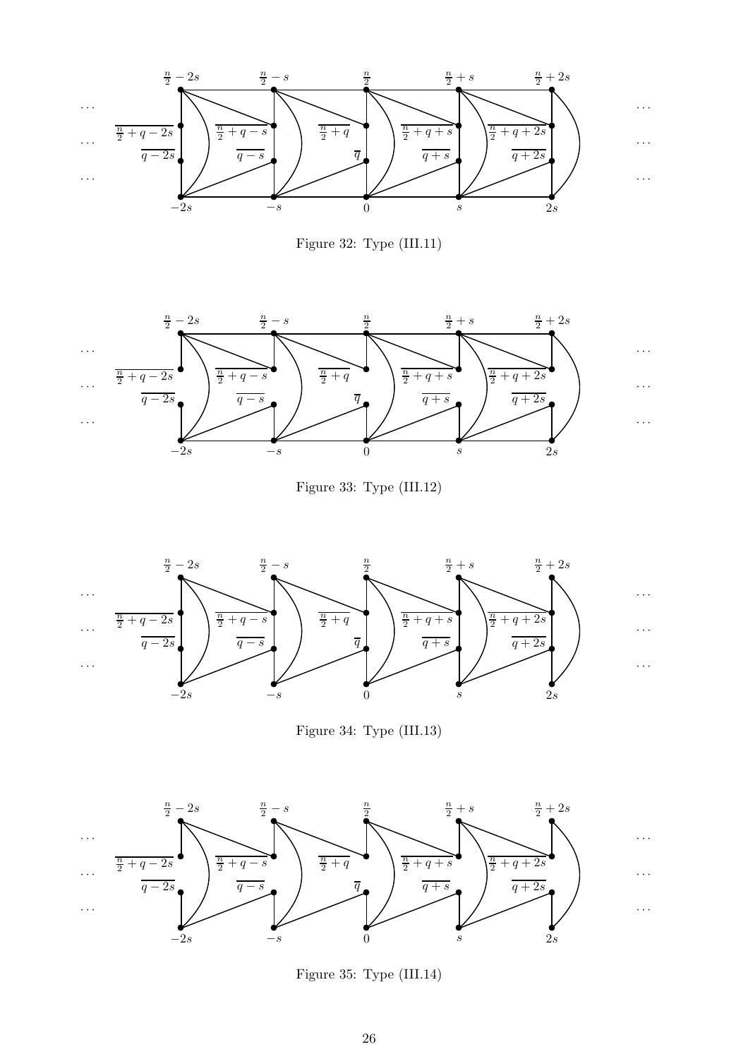$\frac{n}{2}-2s$ $\frac{n}{2}-s$ $\frac{n}{2}$ $\frac{n}{2}+s$ $\frac{n}{2}+2s$

$\overline{\frac{n}{2}+q-2s}$ $\overline{\frac{n}{2}+q-s}$ $\overline{\frac{n}{2}+q}$ $\overline{\frac{n}{2}+q+s}$ $\overline{\frac{n}{2}+q+2s}$

$\overline{q-2s}$ $\overline{q-s}$ $\overline{q}$ $\overline{q+s}$ $\overline{q+2s}$

$-2s$ $-s$ $0$ $s$ $2s$

Figure 32: Type (III.11)

$\frac{n}{2}-2s$ $\frac{n}{2}-s$ $\frac{n}{2}$ $\frac{n}{2}+s$ $\frac{n}{2}+2s$

$\overline{\frac{n}{2}+q-2s}$ $\overline{\frac{n}{2}+q-s}$ $\overline{\frac{n}{2}+q}$ $\overline{\frac{n}{2}+q+s}$ $\overline{\frac{n}{2}+q+2s}$

$\overline{q-2s}$ $\overline{q-s}$ $\overline{q}$ $\overline{q+s}$ $\overline{q+2s}$

$-2s$ $-s$ $0$ $s$ $2s$

Figure 33: Type (III.12)

$\frac{n}{2}-2s$ $\frac{n}{2}-s$ $\frac{n}{2}$ $\frac{n}{2}+s$ $\frac{n}{2}+2s$

$\overline{\frac{n}{2}+q-2s}$ $\overline{\frac{n}{2}+q-s}$ $\overline{\frac{n}{2}+q}$ $\overline{\frac{n}{2}+q+s}$ $\overline{\frac{n}{2}+q+2s}$

$\overline{q-2s}$ $\overline{q-s}$ $\overline{q}$ $\overline{q+s}$ $\overline{q+2s}$

$-2s$ $-s$ $0$ $s$ $2s$

Figure 34: Type (III.13)

$\frac{n}{2}-2s$ $\frac{n}{2}-s$ $\frac{n}{2}$ $\frac{n}{2}+s$ $\frac{n}{2}+2s$

$\overline{\frac{n}{2}+q-2s}$ $\overline{\frac{n}{2}+q-s}$ $\overline{\frac{n}{2}+q}$ $\overline{\frac{n}{2}+q+s}$ $\overline{\frac{n}{2}+q+2s}$

$\overline{q-2s}$ $\overline{q-s}$ $\overline{q}$ $\overline{q+s}$ $\overline{q+2s}$

$-2s$ $-s$ $0$ $s$ $2s$

Figure 35: Type (III.14)